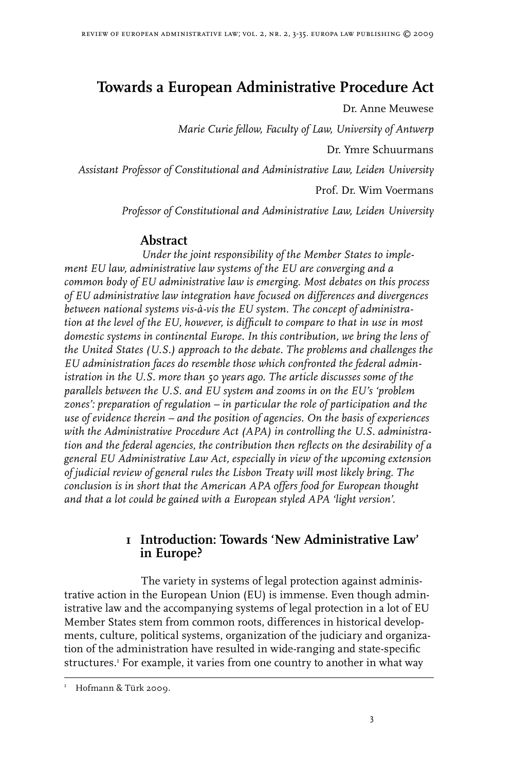# Towards a European Administrative Procedure Act

Dr. Anne Meuwese

*Marie Curie fellow, Faculty of Law, University of Antwerp*

Dr. Ymre Schuurmans

*Assistant Professor of Constitutional and Administrative Law, Leiden University*

Prof. Dr. Wim Voermans

*Professor of Constitutional and Administrative Law, Leiden University*

## Abstract

*Under the joint responsibility of the Member States to implement EU law, administrative law systems of the EU are converging and a common body of EU administrative law is emerging. Most debates on this process of EU administrative law integration have focused on differences and divergences between national systems vis-à-vis the EU system. The concept of administration at the level of the EU, however, is difficult to compare to that in use in most domestic systems in continental Europe. In this contribution, we bring the lens of the United States (U.S.) approach to the debate. The problems and challenges the EU administration faces do resemble those which confronted the federal administration in the U.S. more than 50 years ago. The article discusses some of the parallels between the U.S. and EU system and zooms in on the EU's 'problem zones': preparation of regulation – in particular the role of participation and the use of evidence therein – and the position of agencies. On the basis of experiences with the Administrative Procedure Act (APA) in controlling the U.S. administration and the federal agencies, the contribution then reflects on the desirability of a general EU Administrative Law Act, especially in view of the upcoming extension of judicial review of general rules the Lisbon Treaty will most likely bring. The conclusion is in short that the American APA offers food for European thought and that a lot could be gained with a European styled APA 'light version'.*

## 1 Introduction: Towards 'New Administrative Law' in Europe?

The variety in systems of legal protection against administrative action in the European Union (EU) is immense. Even though administrative law and the accompanying systems of legal protection in a lot of EU Member States stem from common roots, differences in historical developments, culture, political systems, organization of the judiciary and organization of the administration have resulted in wide-ranging and state-specific structures.[1] For example, it varies from one country to another in what way

[1] Hofmann & Türk 2009.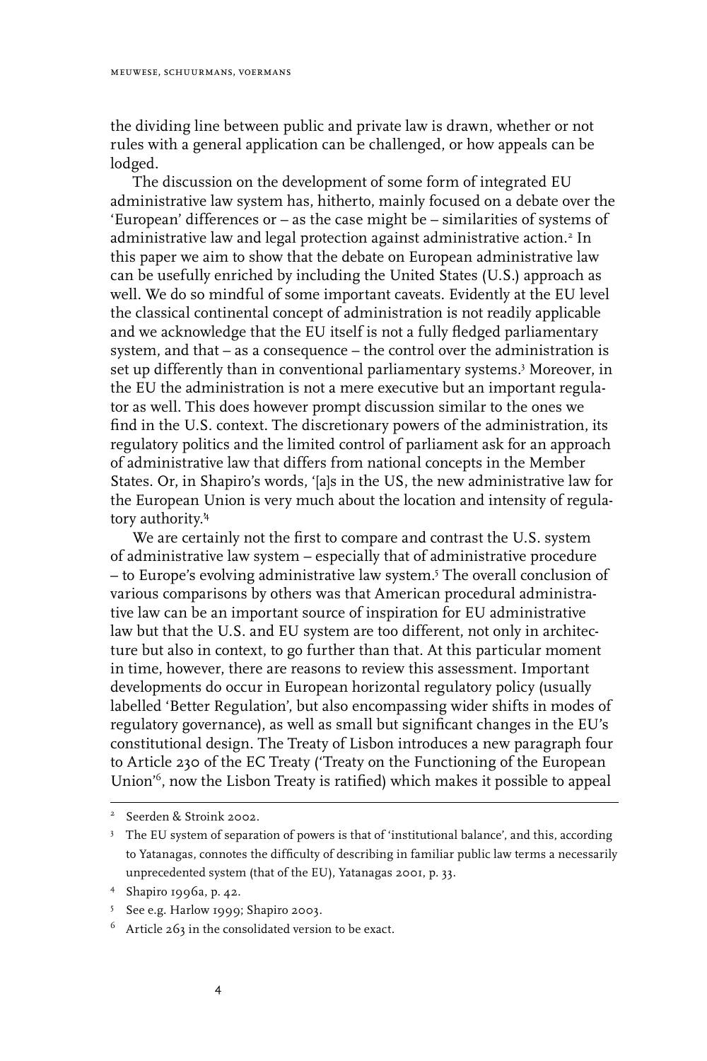the dividing line between public and private law is drawn, whether or not rules with a general application can be challenged, or how appeals can be lodged.

The discussion on the development of some form of integrated EU administrative law system has, hitherto, mainly focused on a debate over the 'European' differences or – as the case might be – similarities of systems of administrative law and legal protection against administrative action.[2] In this paper we aim to show that the debate on European administrative law can be usefully enriched by including the United States (U.S.) approach as well. We do so mindful of some important caveats. Evidently at the EU level the classical continental concept of administration is not readily applicable and we acknowledge that the EU itself is not a fully fledged parliamentary system, and that – as a consequence – the control over the administration is set up differently than in conventional parliamentary systems.[3] Moreover, in the EU the administration is not a mere executive but an important regulator as well. This does however prompt discussion similar to the ones we find in the U.S. context. The discretionary powers of the administration, its regulatory politics and the limited control of parliament ask for an approach of administrative law that differs from national concepts in the Member States. Or, in Shapiro's words, '[a]s in the US, the new administrative law for the European Union is very much about the location and intensity of regulatory authority.'[4]

We are certainly not the first to compare and contrast the U.S. system of administrative law system – especially that of administrative procedure – to Europe's evolving administrative law system.[5] The overall conclusion of various comparisons by others was that American procedural administrative law can be an important source of inspiration for EU administrative law but that the U.S. and EU system are too different, not only in architecture but also in context, to go further than that. At this particular moment in time, however, there are reasons to review this assessment. Important developments do occur in European horizontal regulatory policy (usually labelled 'Better Regulation', but also encompassing wider shifts in modes of regulatory governance), as well as small but significant changes in the EU's constitutional design. The Treaty of Lisbon introduces a new paragraph four to Article 230 of the EC Treaty ('Treaty on the Functioning of the European Union'[6], now the Lisbon Treaty is ratified) which makes it possible to appeal

---

[2] Seerden & Stroink 2002.

[3] The EU system of separation of powers is that of 'institutional balance', and this, according to Yatanagas, connotes the difficulty of describing in familiar public law terms a necessarily unprecedented system (that of the EU), Yatanagas 2001, p. 33.

[4] Shapiro 1996a, p. 42.

[5] See e.g. Harlow 1999; Shapiro 2003.

[6] Article 263 in the consolidated version to be exact.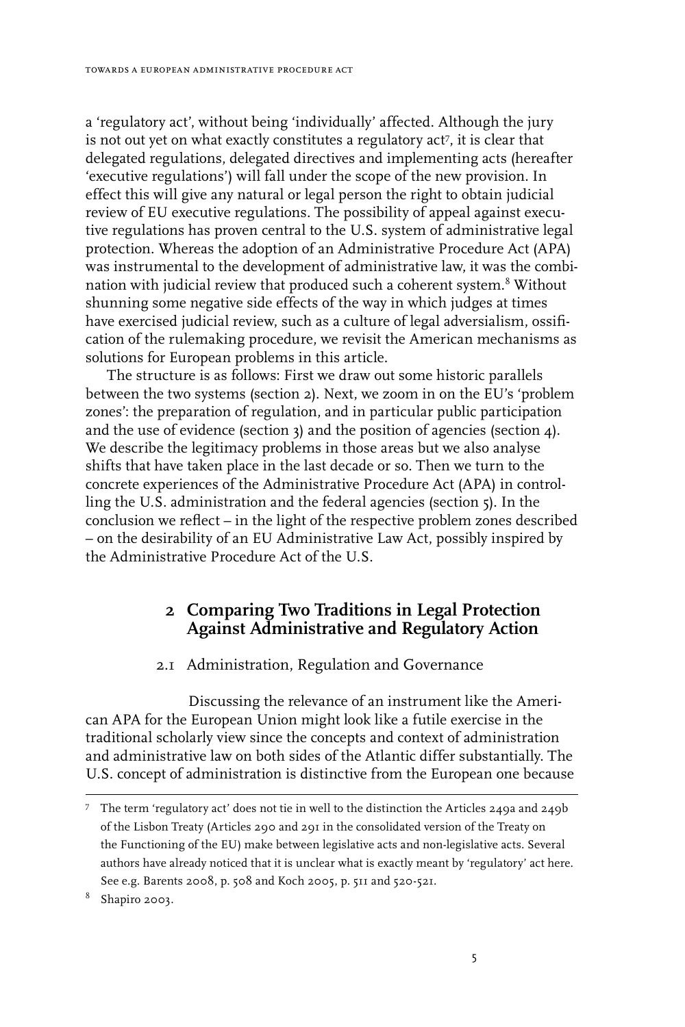a 'regulatory act', without being 'individually' affected. Although the jury is not out yet on what exactly constitutes a regulatory act[7], it is clear that delegated regulations, delegated directives and implementing acts (hereafter 'executive regulations') will fall under the scope of the new provision. In effect this will give any natural or legal person the right to obtain judicial review of EU executive regulations. The possibility of appeal against executive regulations has proven central to the U.S. system of administrative legal protection. Whereas the adoption of an Administrative Procedure Act (APA) was instrumental to the development of administrative law, it was the combination with judicial review that produced such a coherent system.[8] Without shunning some negative side effects of the way in which judges at times have exercised judicial review, such as a culture of legal adversialism, ossification of the rulemaking procedure, we revisit the American mechanisms as solutions for European problems in this article.

The structure is as follows: First we draw out some historic parallels between the two systems (section 2). Next, we zoom in on the EU's 'problem zones': the preparation of regulation, and in particular public participation and the use of evidence (section 3) and the position of agencies (section 4). We describe the legitimacy problems in those areas but we also analyse shifts that have taken place in the last decade or so. Then we turn to the concrete experiences of the Administrative Procedure Act (APA) in controlling the U.S. administration and the federal agencies (section 5). In the conclusion we reflect – in the light of the respective problem zones described – on the desirability of an EU Administrative Law Act, possibly inspired by the Administrative Procedure Act of the U.S.

## 2 Comparing Two Traditions in Legal Protection Against Administrative and Regulatory Action

### 2.1 Administration, Regulation and Governance

Discussing the relevance of an instrument like the American APA for the European Union might look like a futile exercise in the traditional scholarly view since the concepts and context of administration and administrative law on both sides of the Atlantic differ substantially. The U.S. concept of administration is distinctive from the European one because

---

[7] The term 'regulatory act' does not tie in well to the distinction the Articles 249a and 249b of the Lisbon Treaty (Articles 290 and 291 in the consolidated version of the Treaty on the Functioning of the EU) make between legislative acts and non-legislative acts. Several authors have already noticed that it is unclear what is exactly meant by 'regulatory' act here. See e.g. Barents 2008, p. 508 and Koch 2005, p. 511 and 520-521.

[8] Shapiro 2003.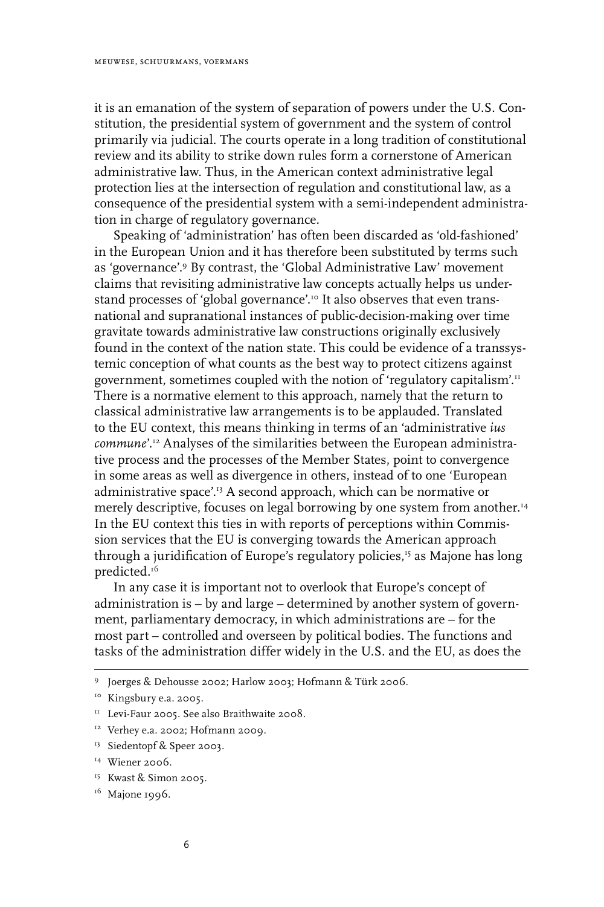it is an emanation of the system of separation of powers under the U.S. Constitution, the presidential system of government and the system of control primarily via judicial. The courts operate in a long tradition of constitutional review and its ability to strike down rules form a cornerstone of American administrative law. Thus, in the American context administrative legal protection lies at the intersection of regulation and constitutional law, as a consequence of the presidential system with a semi-independent administration in charge of regulatory governance.

Speaking of 'administration' has often been discarded as 'old-fashioned' in the European Union and it has therefore been substituted by terms such as 'governance'.[9] By contrast, the 'Global Administrative Law' movement claims that revisiting administrative law concepts actually helps us understand processes of 'global governance'.[10] It also observes that even transnational and supranational instances of public-decision-making over time gravitate towards administrative law constructions originally exclusively found in the context of the nation state. This could be evidence of a transsystemic conception of what counts as the best way to protect citizens against government, sometimes coupled with the notion of 'regulatory capitalism'.[11] There is a normative element to this approach, namely that the return to classical administrative law arrangements is to be applauded. Translated to the EU context, this means thinking in terms of an 'administrative *ius commune*'.[12] Analyses of the similarities between the European administrative process and the processes of the Member States, point to convergence in some areas as well as divergence in others, instead of to one 'European administrative space'.[13] A second approach, which can be normative or merely descriptive, focuses on legal borrowing by one system from another.[14] In the EU context this ties in with reports of perceptions within Commission services that the EU is converging towards the American approach through a juridification of Europe's regulatory policies,[15] as Majone has long predicted.[16]

In any case it is important not to overlook that Europe's concept of administration is – by and large – determined by another system of government, parliamentary democracy, in which administrations are – for the most part – controlled and overseen by political bodies. The functions and tasks of the administration differ widely in the U.S. and the EU, as does the

[9] Joerges & Dehousse 2002; Harlow 2003; Hofmann & Türk 2006.

[10] Kingsbury e.a. 2005.

[11] Levi-Faur 2005. See also Braithwaite 2008.

[12] Verhey e.a. 2002; Hofmann 2009.

[13] Siedentopf & Speer 2003.

[14] Wiener 2006.

[15] Kwast & Simon 2005.

[16] Majone 1996.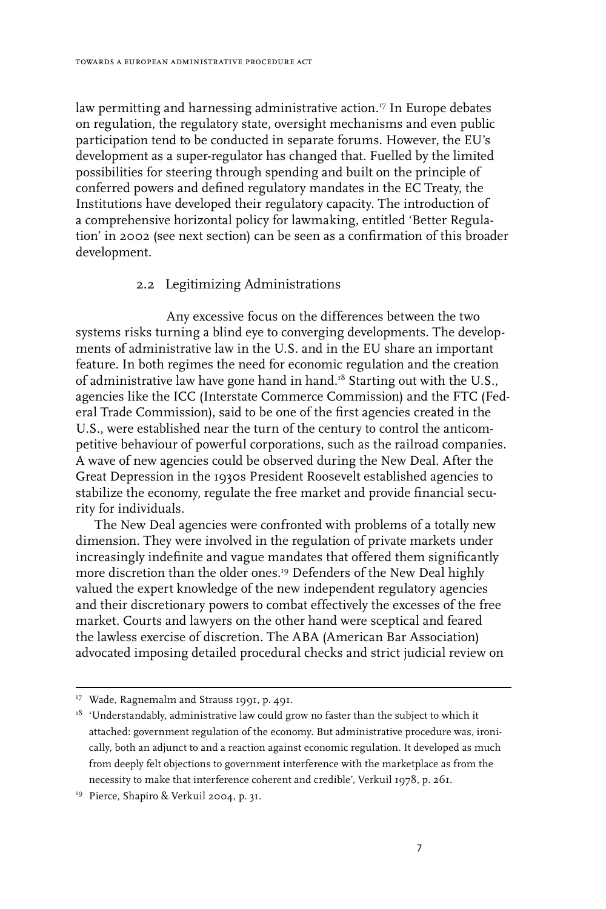law permitting and harnessing administrative action.[17] In Europe debates on regulation, the regulatory state, oversight mechanisms and even public participation tend to be conducted in separate forums. However, the EU's development as a super-regulator has changed that. Fuelled by the limited possibilities for steering through spending and built on the principle of conferred powers and defined regulatory mandates in the EC Treaty, the Institutions have developed their regulatory capacity. The introduction of a comprehensive horizontal policy for lawmaking, entitled 'Better Regulation' in 2002 (see next section) can be seen as a confirmation of this broader development.

## 2.2 Legitimizing Administrations

Any excessive focus on the differences between the two systems risks turning a blind eye to converging developments. The developments of administrative law in the U.S. and in the EU share an important feature. In both regimes the need for economic regulation and the creation of administrative law have gone hand in hand.[18] Starting out with the U.S., agencies like the ICC (Interstate Commerce Commission) and the FTC (Federal Trade Commission), said to be one of the first agencies created in the U.S., were established near the turn of the century to control the anticompetitive behaviour of powerful corporations, such as the railroad companies. A wave of new agencies could be observed during the New Deal. After the Great Depression in the 1930s President Roosevelt established agencies to stabilize the economy, regulate the free market and provide financial security for individuals.

The New Deal agencies were confronted with problems of a totally new dimension. They were involved in the regulation of private markets under increasingly indefinite and vague mandates that offered them significantly more discretion than the older ones.[19] Defenders of the New Deal highly valued the expert knowledge of the new independent regulatory agencies and their discretionary powers to combat effectively the excesses of the free market. Courts and lawyers on the other hand were sceptical and feared the lawless exercise of discretion. The ABA (American Bar Association) advocated imposing detailed procedural checks and strict judicial review on

---

[17] Wade, Ragnemalm and Strauss 1991, p. 491.

[18] 'Understandably, administrative law could grow no faster than the subject to which it attached: government regulation of the economy. But administrative procedure was, ironically, both an adjunct to and a reaction against economic regulation. It developed as much from deeply felt objections to government interference with the marketplace as from the necessity to make that interference coherent and credible', Verkuil 1978, p. 261.

[19] Pierce, Shapiro & Verkuil 2004, p. 31.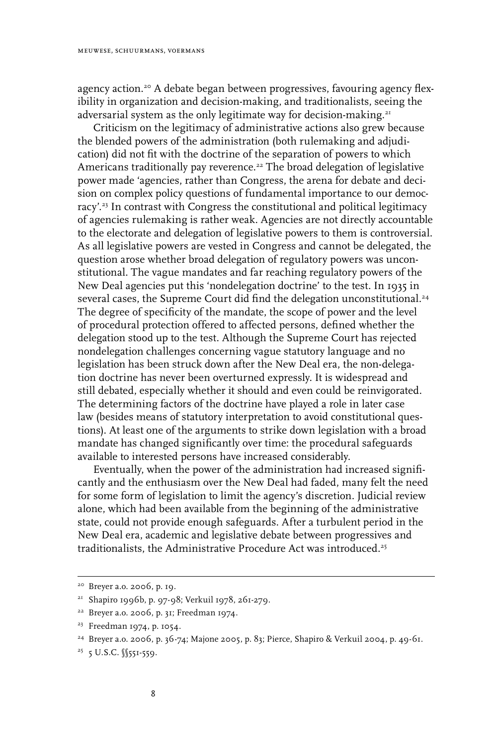agency action.[20] A debate began between progressives, favouring agency flexibility in organization and decision-making, and traditionalists, seeing the adversarial system as the only legitimate way for decision-making.[21]

Criticism on the legitimacy of administrative actions also grew because the blended powers of the administration (both rulemaking and adjudication) did not fit with the doctrine of the separation of powers to which Americans traditionally pay reverence.[22] The broad delegation of legislative power made 'agencies, rather than Congress, the arena for debate and decision on complex policy questions of fundamental importance to our democracy'.[23] In contrast with Congress the constitutional and political legitimacy of agencies rulemaking is rather weak. Agencies are not directly accountable to the electorate and delegation of legislative powers to them is controversial. As all legislative powers are vested in Congress and cannot be delegated, the question arose whether broad delegation of regulatory powers was unconstitutional. The vague mandates and far reaching regulatory powers of the New Deal agencies put this 'nondelegation doctrine' to the test. In 1935 in several cases, the Supreme Court did find the delegation unconstitutional.[24] The degree of specificity of the mandate, the scope of power and the level of procedural protection offered to affected persons, defined whether the delegation stood up to the test. Although the Supreme Court has rejected nondelegation challenges concerning vague statutory language and no legislation has been struck down after the New Deal era, the non-delegation doctrine has never been overturned expressly. It is widespread and still debated, especially whether it should and even could be reinvigorated. The determining factors of the doctrine have played a role in later case law (besides means of statutory interpretation to avoid constitutional questions). At least one of the arguments to strike down legislation with a broad mandate has changed significantly over time: the procedural safeguards available to interested persons have increased considerably.

Eventually, when the power of the administration had increased significantly and the enthusiasm over the New Deal had faded, many felt the need for some form of legislation to limit the agency's discretion. Judicial review alone, which had been available from the beginning of the administrative state, could not provide enough safeguards. After a turbulent period in the New Deal era, academic and legislative debate between progressives and traditionalists, the Administrative Procedure Act was introduced.[25]

---

[20] Breyer a.o. 2006, p. 19.

[21] Shapiro 1996b, p. 97-98; Verkuil 1978, 261-279.

[22] Breyer a.o. 2006, p. 31; Freedman 1974.

[23] Freedman 1974, p. 1054.

[24] Breyer a.o. 2006, p. 36-74; Majone 2005, p. 83; Pierce, Shapiro & Verkuil 2004, p. 49-61.

[25] 5 U.S.C. §§551-559.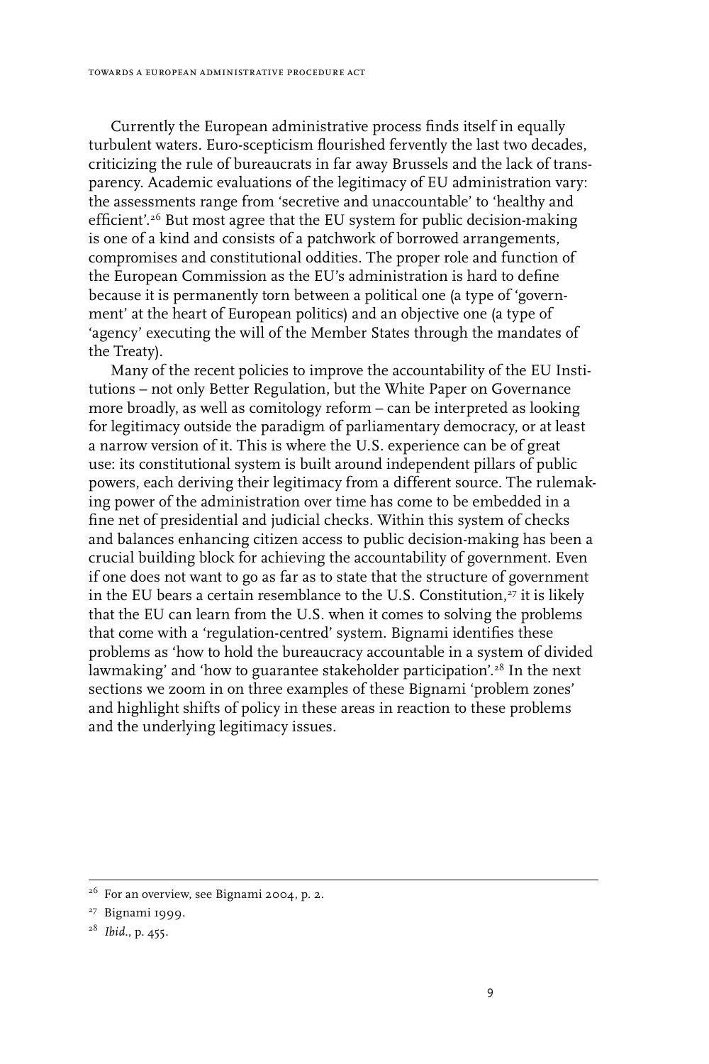Currently the European administrative process finds itself in equally turbulent waters. Euro-scepticism flourished fervently the last two decades, criticizing the rule of bureaucrats in far away Brussels and the lack of transparency. Academic evaluations of the legitimacy of EU administration vary: the assessments range from 'secretive and unaccountable' to 'healthy and efficient'.[26] But most agree that the EU system for public decision-making is one of a kind and consists of a patchwork of borrowed arrangements, compromises and constitutional oddities. The proper role and function of the European Commission as the EU's administration is hard to define because it is permanently torn between a political one (a type of 'government' at the heart of European politics) and an objective one (a type of 'agency' executing the will of the Member States through the mandates of the Treaty).

Many of the recent policies to improve the accountability of the EU Institutions – not only Better Regulation, but the White Paper on Governance more broadly, as well as comitology reform – can be interpreted as looking for legitimacy outside the paradigm of parliamentary democracy, or at least a narrow version of it. This is where the U.S. experience can be of great use: its constitutional system is built around independent pillars of public powers, each deriving their legitimacy from a different source. The rulemaking power of the administration over time has come to be embedded in a fine net of presidential and judicial checks. Within this system of checks and balances enhancing citizen access to public decision-making has been a crucial building block for achieving the accountability of government. Even if one does not want to go as far as to state that the structure of government in the EU bears a certain resemblance to the U.S. Constitution,[27] it is likely that the EU can learn from the U.S. when it comes to solving the problems that come with a 'regulation-centred' system. Bignami identifies these problems as 'how to hold the bureaucracy accountable in a system of divided lawmaking' and 'how to guarantee stakeholder participation'.[28] In the next sections we zoom in on three examples of these Bignami 'problem zones' and highlight shifts of policy in these areas in reaction to these problems and the underlying legitimacy issues.

---

[26] For an overview, see Bignami 2004, p. 2.

[27] Bignami 1999.

[28] *Ibid.*, p. 455.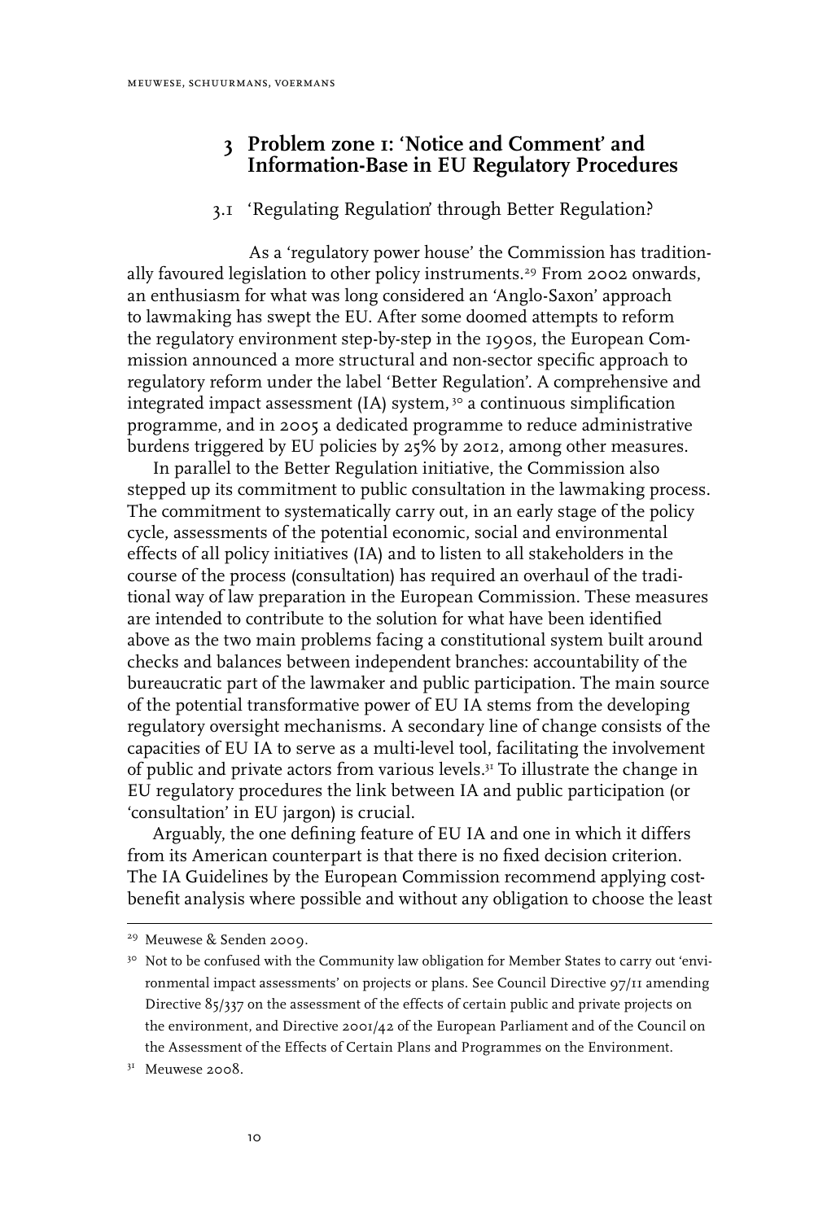## 3 Problem zone 1: 'Notice and Comment' and Information-Base in EU Regulatory Procedures

### 3.1 'Regulating Regulation' through Better Regulation?

As a 'regulatory power house' the Commission has traditionally favoured legislation to other policy instruments.[29] From 2002 onwards, an enthusiasm for what was long considered an 'Anglo-Saxon' approach to lawmaking has swept the EU. After some doomed attempts to reform the regulatory environment step-by-step in the 1990s, the European Commission announced a more structural and non-sector specific approach to regulatory reform under the label 'Better Regulation'. A comprehensive and integrated impact assessment (IA) system,[30] a continuous simplification programme, and in 2005 a dedicated programme to reduce administrative burdens triggered by EU policies by 25% by 2012, among other measures.

In parallel to the Better Regulation initiative, the Commission also stepped up its commitment to public consultation in the lawmaking process. The commitment to systematically carry out, in an early stage of the policy cycle, assessments of the potential economic, social and environmental effects of all policy initiatives (IA) and to listen to all stakeholders in the course of the process (consultation) has required an overhaul of the traditional way of law preparation in the European Commission. These measures are intended to contribute to the solution for what have been identified above as the two main problems facing a constitutional system built around checks and balances between independent branches: accountability of the bureaucratic part of the lawmaker and public participation. The main source of the potential transformative power of EU IA stems from the developing regulatory oversight mechanisms. A secondary line of change consists of the capacities of EU IA to serve as a multi-level tool, facilitating the involvement of public and private actors from various levels.[31] To illustrate the change in EU regulatory procedures the link between IA and public participation (or 'consultation' in EU jargon) is crucial.

Arguably, the one defining feature of EU IA and one in which it differs from its American counterpart is that there is no fixed decision criterion. The IA Guidelines by the European Commission recommend applying cost-benefit analysis where possible and without any obligation to choose the least

---

[29] Meuwese & Senden 2009.

[30] Not to be confused with the Community law obligation for Member States to carry out 'environmental impact assessments' on projects or plans. See Council Directive 97/11 amending Directive 85/337 on the assessment of the effects of certain public and private projects on the environment, and Directive 2001/42 of the European Parliament and of the Council on the Assessment of the Effects of Certain Plans and Programmes on the Environment.

[31] Meuwese 2008.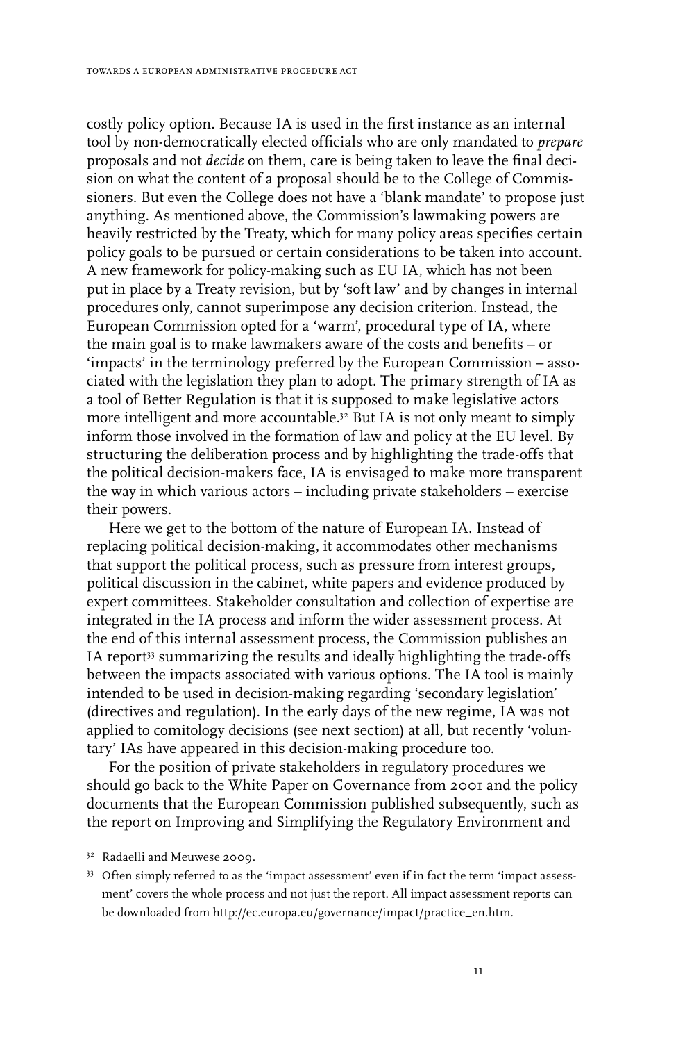costly policy option. Because IA is used in the first instance as an internal tool by non-democratically elected officials who are only mandated to *prepare* proposals and not *decide* on them, care is being taken to leave the final decision on what the content of a proposal should be to the College of Commissioners. But even the College does not have a 'blank mandate' to propose just anything. As mentioned above, the Commission's lawmaking powers are heavily restricted by the Treaty, which for many policy areas specifies certain policy goals to be pursued or certain considerations to be taken into account. A new framework for policy-making such as EU IA, which has not been put in place by a Treaty revision, but by 'soft law' and by changes in internal procedures only, cannot superimpose any decision criterion. Instead, the European Commission opted for a 'warm', procedural type of IA, where the main goal is to make lawmakers aware of the costs and benefits – or 'impacts' in the terminology preferred by the European Commission – associated with the legislation they plan to adopt. The primary strength of IA as a tool of Better Regulation is that it is supposed to make legislative actors more intelligent and more accountable.[32] But IA is not only meant to simply inform those involved in the formation of law and policy at the EU level. By structuring the deliberation process and by highlighting the trade-offs that the political decision-makers face, IA is envisaged to make more transparent the way in which various actors – including private stakeholders – exercise their powers.

Here we get to the bottom of the nature of European IA. Instead of replacing political decision-making, it accommodates other mechanisms that support the political process, such as pressure from interest groups, political discussion in the cabinet, white papers and evidence produced by expert committees. Stakeholder consultation and collection of expertise are integrated in the IA process and inform the wider assessment process. At the end of this internal assessment process, the Commission publishes an IA report[33] summarizing the results and ideally highlighting the trade-offs between the impacts associated with various options. The IA tool is mainly intended to be used in decision-making regarding 'secondary legislation' (directives and regulation). In the early days of the new regime, IA was not applied to comitology decisions (see next section) at all, but recently 'voluntary' IAs have appeared in this decision-making procedure too.

For the position of private stakeholders in regulatory procedures we should go back to the White Paper on Governance from 2001 and the policy documents that the European Commission published subsequently, such as the report on Improving and Simplifying the Regulatory Environment and

[32] Radaelli and Meuwese 2009.

[33] Often simply referred to as the 'impact assessment' even if in fact the term 'impact assessment' covers the whole process and not just the report. All impact assessment reports can be downloaded from http://ec.europa.eu/governance/impact/practice_en.htm.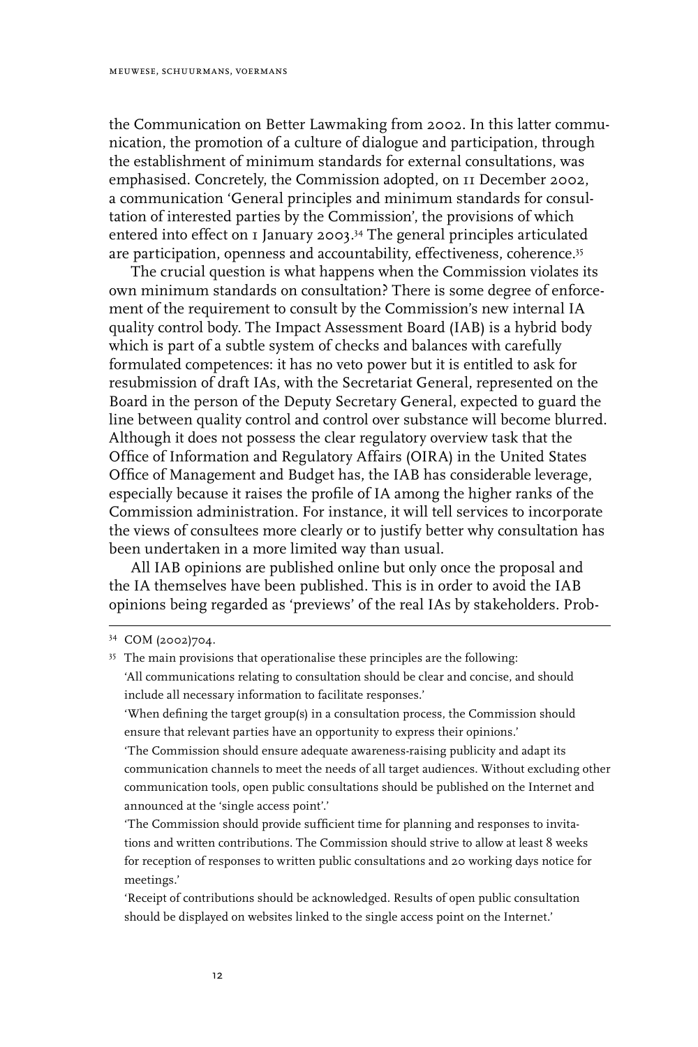the Communication on Better Lawmaking from 2002. In this latter communication, the promotion of a culture of dialogue and participation, through the establishment of minimum standards for external consultations, was emphasised. Concretely, the Commission adopted, on 11 December 2002, a communication 'General principles and minimum standards for consultation of interested parties by the Commission', the provisions of which entered into effect on 1 January 2003.[34] The general principles articulated are participation, openness and accountability, effectiveness, coherence.[35]

The crucial question is what happens when the Commission violates its own minimum standards on consultation? There is some degree of enforcement of the requirement to consult by the Commission's new internal IA quality control body. The Impact Assessment Board (IAB) is a hybrid body which is part of a subtle system of checks and balances with carefully formulated competences: it has no veto power but it is entitled to ask for resubmission of draft IAs, with the Secretariat General, represented on the Board in the person of the Deputy Secretary General, expected to guard the line between quality control and control over substance will become blurred. Although it does not possess the clear regulatory overview task that the Office of Information and Regulatory Affairs (OIRA) in the United States Office of Management and Budget has, the IAB has considerable leverage, especially because it raises the profile of IA among the higher ranks of the Commission administration. For instance, it will tell services to incorporate the views of consultees more clearly or to justify better why consultation has been undertaken in a more limited way than usual.

All IAB opinions are published online but only once the proposal and the IA themselves have been published. This is in order to avoid the IAB opinions being regarded as 'previews' of the real IAs by stakeholders. Prob-

---

[34] COM (2002)704.

[35] The main provisions that operationalise these principles are the following:
'All communications relating to consultation should be clear and concise, and should include all necessary information to facilitate responses.'
'When defining the target group(s) in a consultation process, the Commission should ensure that relevant parties have an opportunity to express their opinions.'
'The Commission should ensure adequate awareness-raising publicity and adapt its communication channels to meet the needs of all target audiences. Without excluding other communication tools, open public consultations should be published on the Internet and announced at the 'single access point'.'
'The Commission should provide sufficient time for planning and responses to invitations and written contributions. The Commission should strive to allow at least 8 weeks for reception of responses to written public consultations and 20 working days notice for meetings.'
'Receipt of contributions should be acknowledged. Results of open public consultation should be displayed on websites linked to the single access point on the Internet.'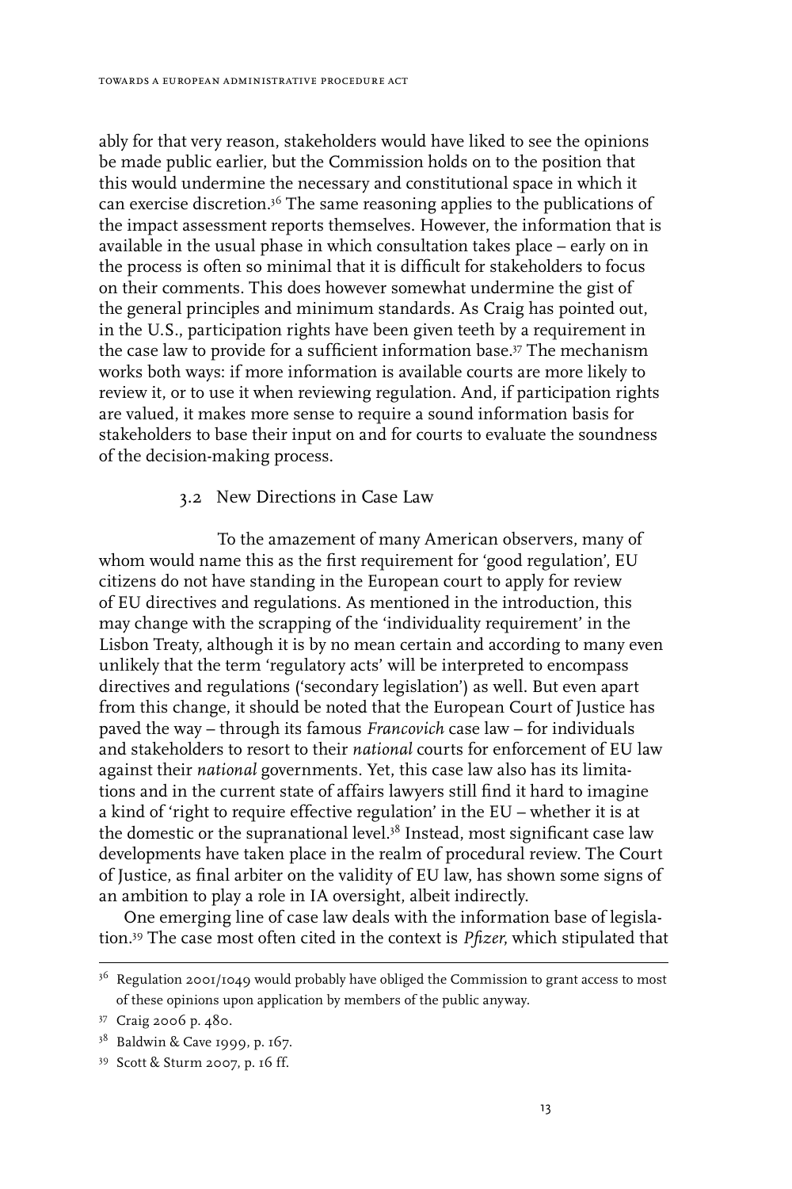ably for that very reason, stakeholders would have liked to see the opinions be made public earlier, but the Commission holds on to the position that this would undermine the necessary and constitutional space in which it can exercise discretion.[36] The same reasoning applies to the publications of the impact assessment reports themselves. However, the information that is available in the usual phase in which consultation takes place – early on in the process is often so minimal that it is difficult for stakeholders to focus on their comments. This does however somewhat undermine the gist of the general principles and minimum standards. As Craig has pointed out, in the U.S., participation rights have been given teeth by a requirement in the case law to provide for a sufficient information base.[37] The mechanism works both ways: if more information is available courts are more likely to review it, or to use it when reviewing regulation. And, if participation rights are valued, it makes more sense to require a sound information basis for stakeholders to base their input on and for courts to evaluate the soundness of the decision-making process.

### 3.2 New Directions in Case Law

To the amazement of many American observers, many of whom would name this as the first requirement for 'good regulation', EU citizens do not have standing in the European court to apply for review of EU directives and regulations. As mentioned in the introduction, this may change with the scrapping of the 'individuality requirement' in the Lisbon Treaty, although it is by no mean certain and according to many even unlikely that the term 'regulatory acts' will be interpreted to encompass directives and regulations ('secondary legislation') as well. But even apart from this change, it should be noted that the European Court of Justice has paved the way – through its famous *Francovich* case law – for individuals and stakeholders to resort to their *national* courts for enforcement of EU law against their *national* governments. Yet, this case law also has its limitations and in the current state of affairs lawyers still find it hard to imagine a kind of 'right to require effective regulation' in the EU – whether it is at the domestic or the supranational level.[38] Instead, most significant case law developments have taken place in the realm of procedural review. The Court of Justice, as final arbiter on the validity of EU law, has shown some signs of an ambition to play a role in IA oversight, albeit indirectly.

One emerging line of case law deals with the information base of legislation.[39] The case most often cited in the context is *Pfizer*, which stipulated that

---

[36] Regulation 2001/1049 would probably have obliged the Commission to grant access to most of these opinions upon application by members of the public anyway.

[37] Craig 2006 p. 480.

[38] Baldwin & Cave 1999, p. 167.

[39] Scott & Sturm 2007, p. 16 ff.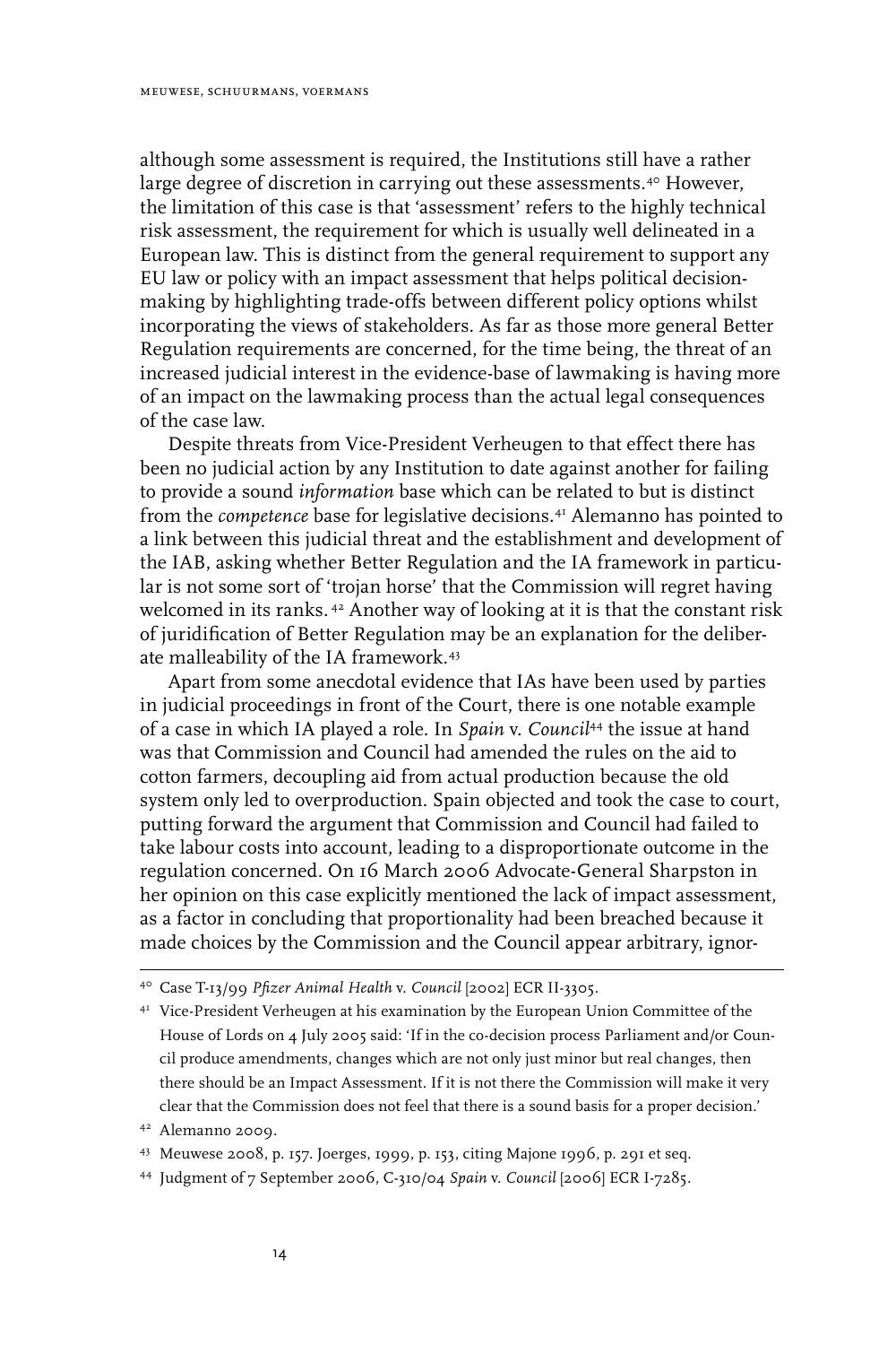although some assessment is required, the Institutions still have a rather large degree of discretion in carrying out these assessments.[40] However, the limitation of this case is that 'assessment' refers to the highly technical risk assessment, the requirement for which is usually well delineated in a European law. This is distinct from the general requirement to support any EU law or policy with an impact assessment that helps political decision-making by highlighting trade-offs between different policy options whilst incorporating the views of stakeholders. As far as those more general Better Regulation requirements are concerned, for the time being, the threat of an increased judicial interest in the evidence-base of lawmaking is having more of an impact on the lawmaking process than the actual legal consequences of the case law.

Despite threats from Vice-President Verheugen to that effect there has been no judicial action by any Institution to date against another for failing to provide a sound *information* base which can be related to but is distinct from the *competence* base for legislative decisions.[41] Alemanno has pointed to a link between this judicial threat and the establishment and development of the IAB, asking whether Better Regulation and the IA framework in particular is not some sort of 'trojan horse' that the Commission will regret having welcomed in its ranks.[42] Another way of looking at it is that the constant risk of juridification of Better Regulation may be an explanation for the deliberate malleability of the IA framework.[43]

Apart from some anecdotal evidence that IAs have been used by parties in judicial proceedings in front of the Court, there is one notable example of a case in which IA played a role. In *Spain* v. *Council*[44] the issue at hand was that Commission and Council had amended the rules on the aid to cotton farmers, decoupling aid from actual production because the old system only led to overproduction. Spain objected and took the case to court, putting forward the argument that Commission and Council had failed to take labour costs into account, leading to a disproportionate outcome in the regulation concerned. On 16 March 2006 Advocate-General Sharpston in her opinion on this case explicitly mentioned the lack of impact assessment, as a factor in concluding that proportionality had been breached because it made choices by the Commission and the Council appear arbitrary, ignor-

---

[40] Case T-13/99 *Pfizer Animal Health* v. *Council* [2002] ECR II-3305.

[41] Vice-President Verheugen at his examination by the European Union Committee of the House of Lords on 4 July 2005 said: 'If in the co-decision process Parliament and/or Council produce amendments, changes which are not only just minor but real changes, then there should be an Impact Assessment. If it is not there the Commission will make it very clear that the Commission does not feel that there is a sound basis for a proper decision.'

[42] Alemanno 2009.

[43] Meuwese 2008, p. 157. Joerges, 1999, p. 153, citing Majone 1996, p. 291 et seq.

[44] Judgment of 7 September 2006, C-310/04 *Spain* v. *Council* [2006] ECR I-7285.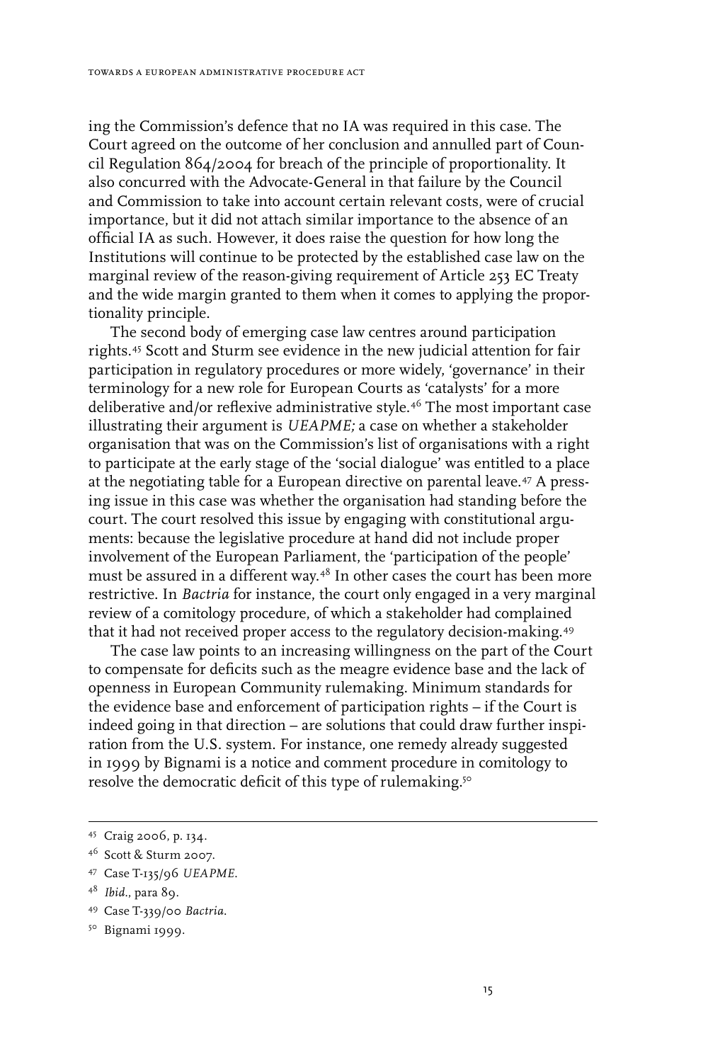ing the Commission's defence that no IA was required in this case. The Court agreed on the outcome of her conclusion and annulled part of Council Regulation 864/2004 for breach of the principle of proportionality. It also concurred with the Advocate-General in that failure by the Council and Commission to take into account certain relevant costs, were of crucial importance, but it did not attach similar importance to the absence of an official IA as such. However, it does raise the question for how long the Institutions will continue to be protected by the established case law on the marginal review of the reason-giving requirement of Article 253 EC Treaty and the wide margin granted to them when it comes to applying the proportionality principle.

The second body of emerging case law centres around participation rights.[45] Scott and Sturm see evidence in the new judicial attention for fair participation in regulatory procedures or more widely, 'governance' in their terminology for a new role for European Courts as 'catalysts' for a more deliberative and/or reflexive administrative style.[46] The most important case illustrating their argument is *UEAPME;* a case on whether a stakeholder organisation that was on the Commission's list of organisations with a right to participate at the early stage of the 'social dialogue' was entitled to a place at the negotiating table for a European directive on parental leave.[47] A pressing issue in this case was whether the organisation had standing before the court. The court resolved this issue by engaging with constitutional arguments: because the legislative procedure at hand did not include proper involvement of the European Parliament, the 'participation of the people' must be assured in a different way.[48] In other cases the court has been more restrictive. In *Bactria* for instance, the court only engaged in a very marginal review of a comitology procedure, of which a stakeholder had complained that it had not received proper access to the regulatory decision-making.[49]

The case law points to an increasing willingness on the part of the Court to compensate for deficits such as the meagre evidence base and the lack of openness in European Community rulemaking. Minimum standards for the evidence base and enforcement of participation rights – if the Court is indeed going in that direction – are solutions that could draw further inspiration from the U.S. system. For instance, one remedy already suggested in 1999 by Bignami is a notice and comment procedure in comitology to resolve the democratic deficit of this type of rulemaking.[50]

---

[45] Craig 2006, p. 134.

[46] Scott & Sturm 2007.

[47] Case T-135/96 *UEAPME*.

[48] *Ibid.*, para 89.

[49] Case T-339/00 *Bactria*.

[50] Bignami 1999.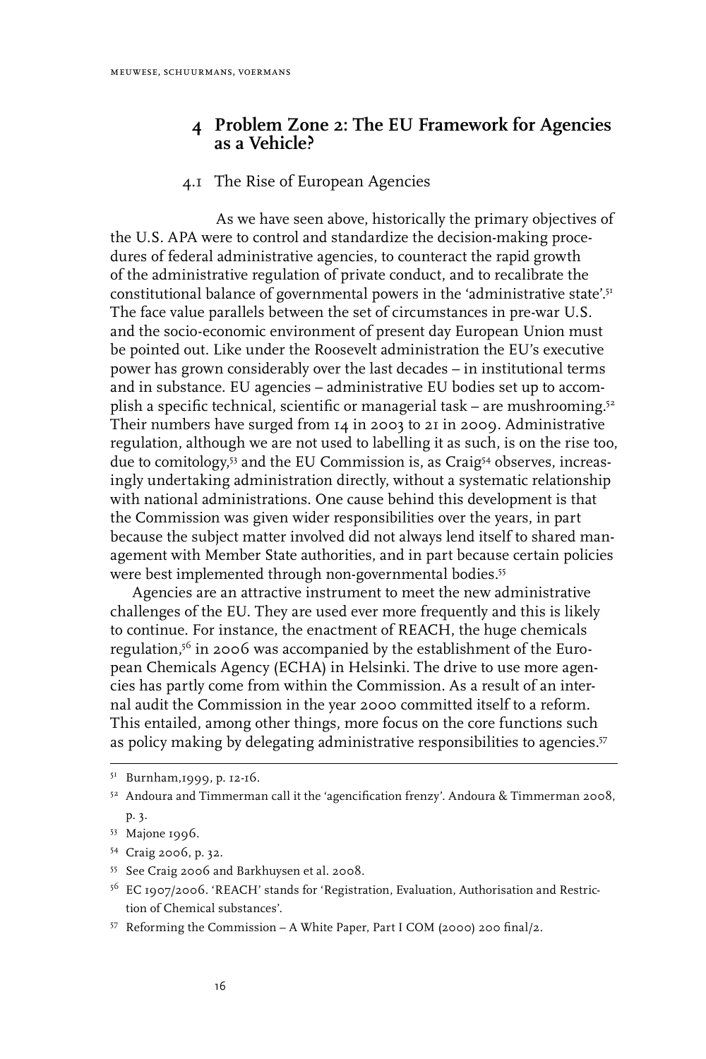## 4 Problem Zone 2: The EU Framework for Agencies as a Vehicle?

### 4.1 The Rise of European Agencies

As we have seen above, historically the primary objectives of the U.S. APA were to control and standardize the decision-making procedures of federal administrative agencies, to counteract the rapid growth of the administrative regulation of private conduct, and to recalibrate the constitutional balance of governmental powers in the 'administrative state'.[51] The face value parallels between the set of circumstances in pre-war U.S. and the socio-economic environment of present day European Union must be pointed out. Like under the Roosevelt administration the EU's executive power has grown considerably over the last decades – in institutional terms and in substance. EU agencies – administrative EU bodies set up to accomplish a specific technical, scientific or managerial task – are mushrooming.[52] Their numbers have surged from 14 in 2003 to 21 in 2009. Administrative regulation, although we are not used to labelling it as such, is on the rise too, due to comitology,[53] and the EU Commission is, as Craig[54] observes, increasingly undertaking administration directly, without a systematic relationship with national administrations. One cause behind this development is that the Commission was given wider responsibilities over the years, in part because the subject matter involved did not always lend itself to shared management with Member State authorities, and in part because certain policies were best implemented through non-governmental bodies.[55]

Agencies are an attractive instrument to meet the new administrative challenges of the EU. They are used ever more frequently and this is likely to continue. For instance, the enactment of REACH, the huge chemicals regulation,[56] in 2006 was accompanied by the establishment of the European Chemicals Agency (ECHA) in Helsinki. The drive to use more agencies has partly come from within the Commission. As a result of an internal audit the Commission in the year 2000 committed itself to a reform. This entailed, among other things, more focus on the core functions such as policy making by delegating administrative responsibilities to agencies.[57]

---

[51] Burnham,1999, p. 12-16.

[52] Andoura and Timmerman call it the 'agencification frenzy'. Andoura & Timmerman 2008, p. 3.

[53] Majone 1996.

[54] Craig 2006, p. 32.

[55] See Craig 2006 and Barkhuysen et al. 2008.

[56] EC 1907/2006. 'REACH' stands for 'Registration, Evaluation, Authorisation and Restriction of Chemical substances'.

[57] Reforming the Commission – A White Paper, Part I COM (2000) 200 final/2.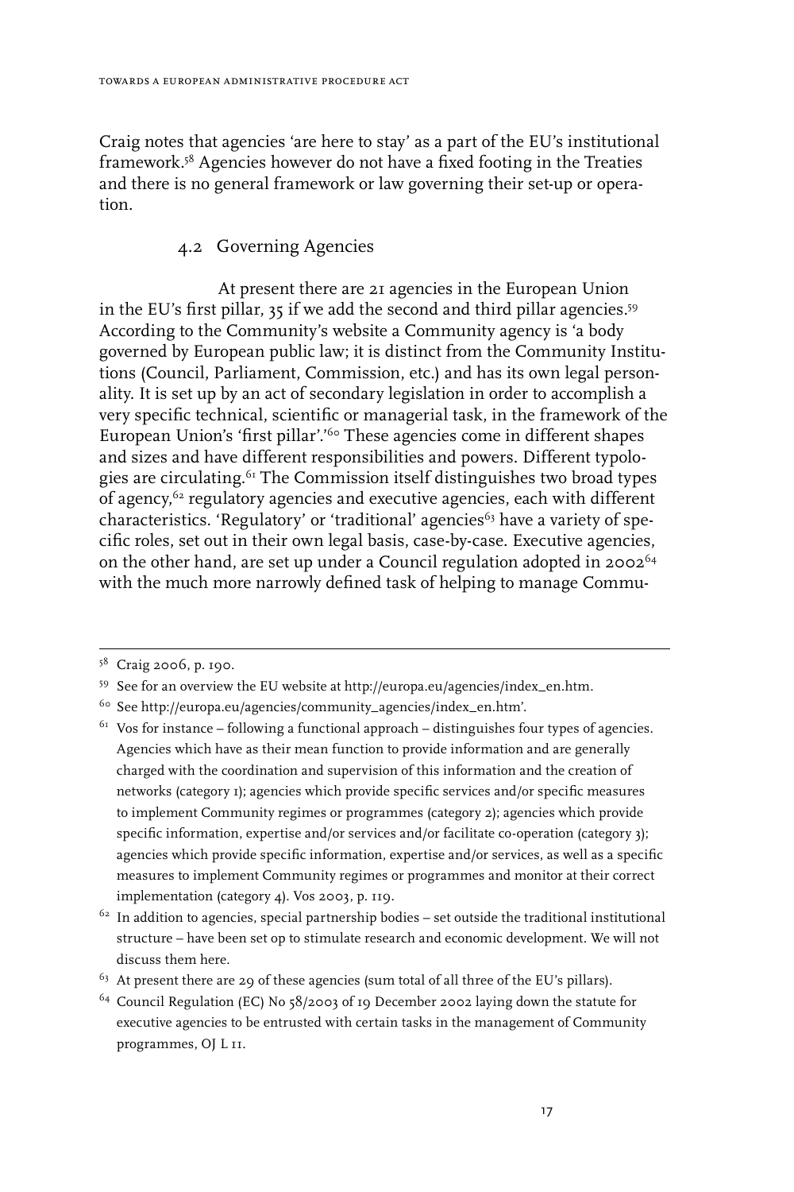Craig notes that agencies 'are here to stay' as a part of the EU's institutional framework.[58] Agencies however do not have a fixed footing in the Treaties and there is no general framework or law governing their set-up or operation.

## 4.2 Governing Agencies

At present there are 21 agencies in the European Union in the EU's first pillar, 35 if we add the second and third pillar agencies.[59] According to the Community's website a Community agency is 'a body governed by European public law; it is distinct from the Community Institutions (Council, Parliament, Commission, etc.) and has its own legal personality. It is set up by an act of secondary legislation in order to accomplish a very specific technical, scientific or managerial task, in the framework of the European Union's 'first pillar'.'[60] These agencies come in different shapes and sizes and have different responsibilities and powers. Different typologies are circulating.[61] The Commission itself distinguishes two broad types of agency,[62] regulatory agencies and executive agencies, each with different characteristics. 'Regulatory' or 'traditional' agencies[63] have a variety of specific roles, set out in their own legal basis, case-by-case. Executive agencies, on the other hand, are set up under a Council regulation adopted in 2002[64] with the much more narrowly defined task of helping to manage Commu-

---

[58] Craig 2006, p. 190.

[59] See for an overview the EU website at http://europa.eu/agencies/index_en.htm.

[60] See http://europa.eu/agencies/community_agencies/index_en.htm'.

[61] Vos for instance – following a functional approach – distinguishes four types of agencies. Agencies which have as their mean function to provide information and are generally charged with the coordination and supervision of this information and the creation of networks (category 1); agencies which provide specific services and/or specific measures to implement Community regimes or programmes (category 2); agencies which provide specific information, expertise and/or services and/or facilitate co-operation (category 3); agencies which provide specific information, expertise and/or services, as well as a specific measures to implement Community regimes or programmes and monitor at their correct implementation (category 4). Vos 2003, p. 119.

[62] In addition to agencies, special partnership bodies – set outside the traditional institutional structure – have been set op to stimulate research and economic development. We will not discuss them here.

[63] At present there are 29 of these agencies (sum total of all three of the EU's pillars).

[64] Council Regulation (EC) No 58/2003 of 19 December 2002 laying down the statute for executive agencies to be entrusted with certain tasks in the management of Community programmes, OJ L 11.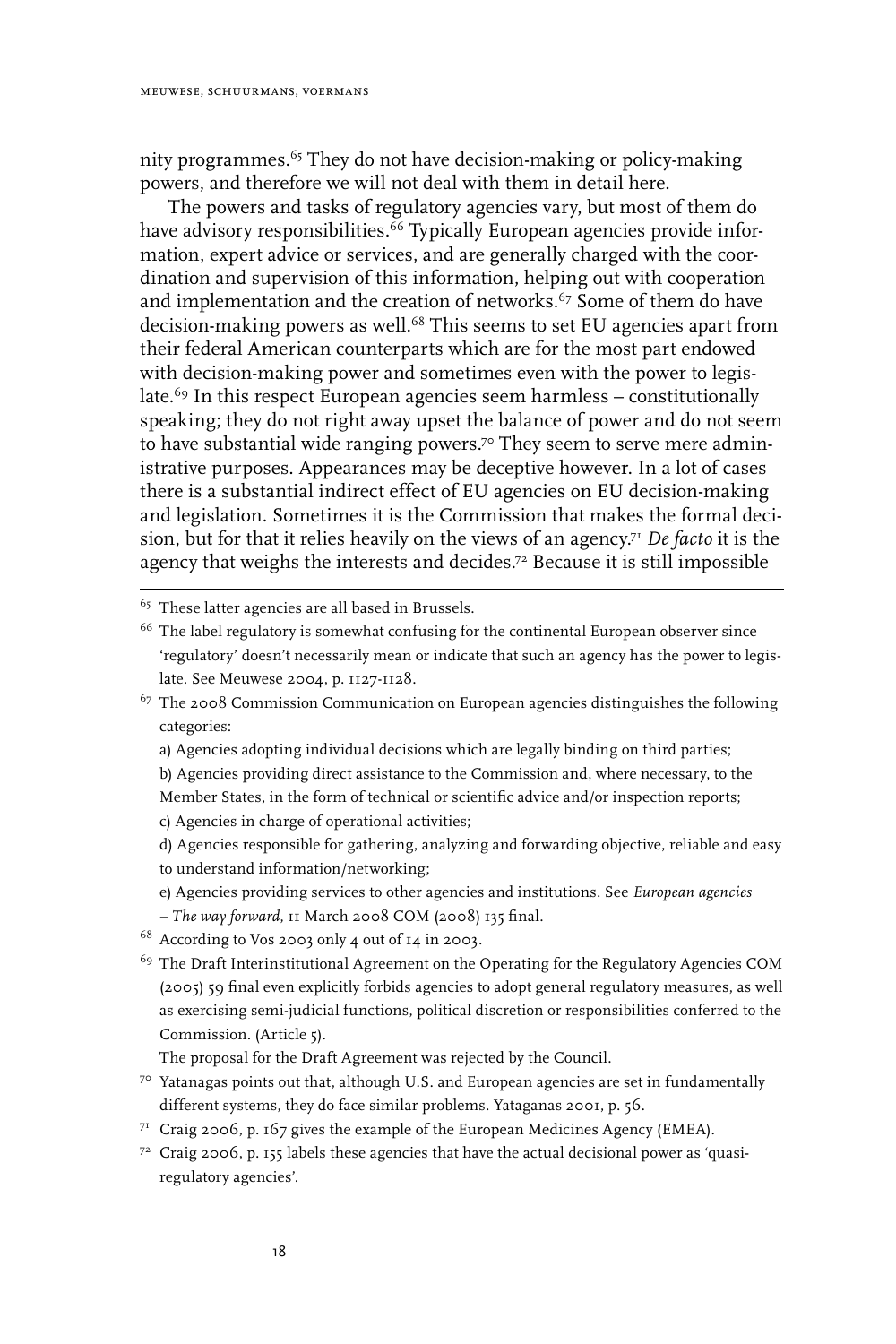nity programmes.[65] They do not have decision-making or policy-making powers, and therefore we will not deal with them in detail here.

The powers and tasks of regulatory agencies vary, but most of them do have advisory responsibilities.[66] Typically European agencies provide information, expert advice or services, and are generally charged with the coordination and supervision of this information, helping out with cooperation and implementation and the creation of networks.[67] Some of them do have decision-making powers as well.[68] This seems to set EU agencies apart from their federal American counterparts which are for the most part endowed with decision-making power and sometimes even with the power to legislate.[69] In this respect European agencies seem harmless – constitutionally speaking; they do not right away upset the balance of power and do not seem to have substantial wide ranging powers.[70] They seem to serve mere administrative purposes. Appearances may be deceptive however. In a lot of cases there is a substantial indirect effect of EU agencies on EU decision-making and legislation. Sometimes it is the Commission that makes the formal decision, but for that it relies heavily on the views of an agency.[71] *De facto* it is the agency that weighs the interests and decides.[72] Because it is still impossible

---

[65] These latter agencies are all based in Brussels.

[66] The label regulatory is somewhat confusing for the continental European observer since 'regulatory' doesn't necessarily mean or indicate that such an agency has the power to legislate. See Meuwese 2004, p. 1127-1128.

[67] The 2008 Commission Communication on European agencies distinguishes the following categories:

a) Agencies adopting individual decisions which are legally binding on third parties;

b) Agencies providing direct assistance to the Commission and, where necessary, to the Member States, in the form of technical or scientific advice and/or inspection reports;

c) Agencies in charge of operational activities;

d) Agencies responsible for gathering, analyzing and forwarding objective, reliable and easy to understand information/networking;

e) Agencies providing services to other agencies and institutions. See *European agencies – The way forward*, 11 March 2008 COM (2008) 135 final.

[68] According to Vos 2003 only 4 out of 14 in 2003.

[69] The Draft Interinstitutional Agreement on the Operating for the Regulatory Agencies COM (2005) 59 final even explicitly forbids agencies to adopt general regulatory measures, as well as exercising semi-judicial functions, political discretion or responsibilities conferred to the Commission. (Article 5).

The proposal for the Draft Agreement was rejected by the Council.

[70] Yatanagas points out that, although U.S. and European agencies are set in fundamentally different systems, they do face similar problems. Yataganas 2001, p. 56.

[71] Craig 2006, p. 167 gives the example of the European Medicines Agency (EMEA).

[72] Craig 2006, p. 155 labels these agencies that have the actual decisional power as 'quasi-regulatory agencies'.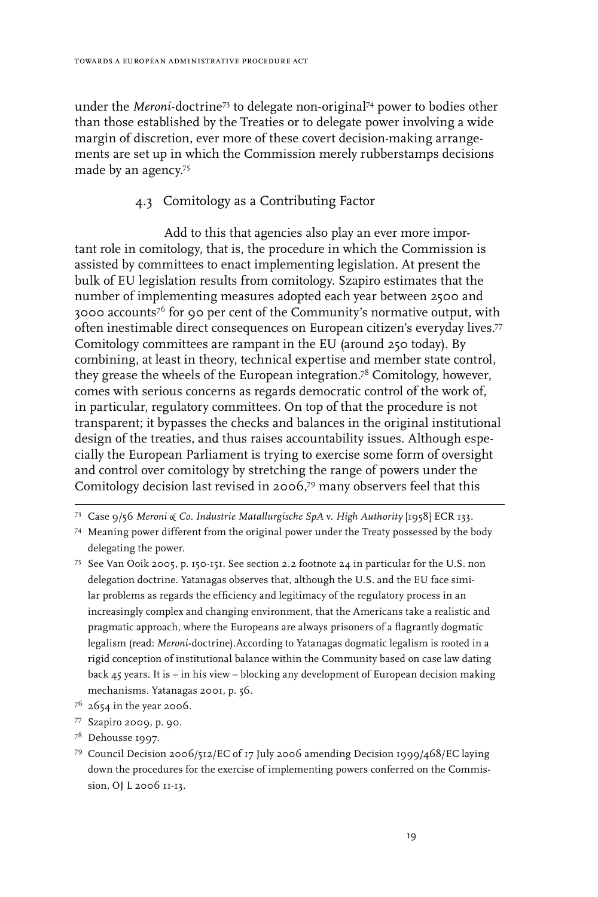under the *Meroni*-doctrine[73] to delegate non-original[74] power to bodies other than those established by the Treaties or to delegate power involving a wide margin of discretion, ever more of these covert decision-making arrangements are set up in which the Commission merely rubberstamps decisions made by an agency.[75]

### 4.3 Comitology as a Contributing Factor

Add to this that agencies also play an ever more important role in comitology, that is, the procedure in which the Commission is assisted by committees to enact implementing legislation. At present the bulk of EU legislation results from comitology. Szapiro estimates that the number of implementing measures adopted each year between 2500 and 3000 accounts[76] for 90 per cent of the Community's normative output, with often inestimable direct consequences on European citizen's everyday lives.[77] Comitology committees are rampant in the EU (around 250 today). By combining, at least in theory, technical expertise and member state control, they grease the wheels of the European integration.[78] Comitology, however, comes with serious concerns as regards democratic control of the work of, in particular, regulatory committees. On top of that the procedure is not transparent; it bypasses the checks and balances in the original institutional design of the treaties, and thus raises accountability issues. Although especially the European Parliament is trying to exercise some form of oversight and control over comitology by stretching the range of powers under the Comitology decision last revised in 2006,[79] many observers feel that this

---

[73] Case 9/56 *Meroni & Co. Industrie Matallurgische SpA* v. *High Authority* [1958] ECR 133.

[74] Meaning power different from the original power under the Treaty possessed by the body delegating the power.

[75] See Van Ooik 2005, p. 150-151. See section 2.2 footnote 24 in particular for the U.S. non delegation doctrine. Yatanagas observes that, although the U.S. and the EU face similar problems as regards the efficiency and legitimacy of the regulatory process in an increasingly complex and changing environment, that the Americans take a realistic and pragmatic approach, where the Europeans are always prisoners of a flagrantly dogmatic legalism (read: *Meroni*-doctrine).According to Yatanagas dogmatic legalism is rooted in a rigid conception of institutional balance within the Community based on case law dating back 45 years. It is – in his view – blocking any development of European decision making mechanisms. Yatanagas 2001, p. 56.

[76] 2654 in the year 2006.

[77] Szapiro 2009, p. 90.

[78] Dehousse 1997.

[79] Council Decision 2006/512/EC of 17 July 2006 amending Decision 1999/468/EC laying down the procedures for the exercise of implementing powers conferred on the Commission, OJ L 2006 11-13.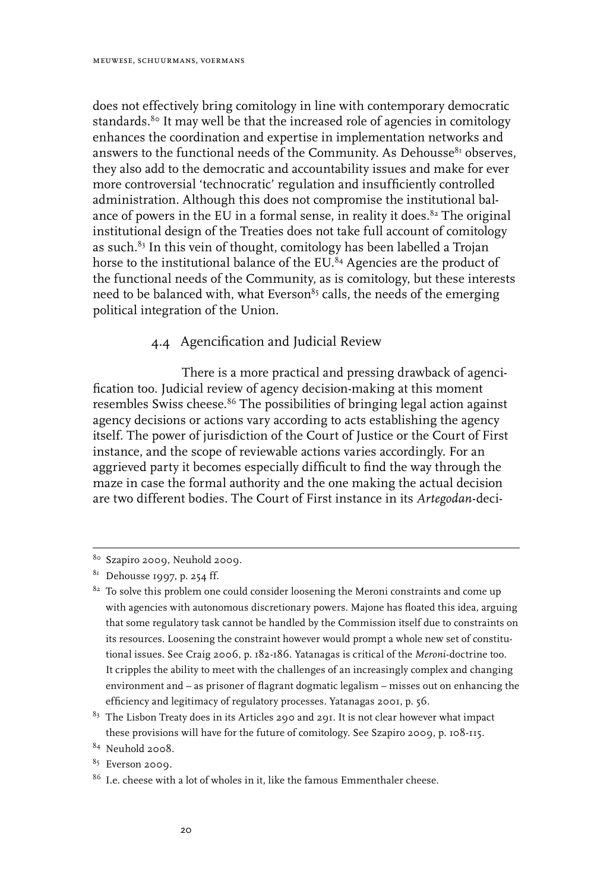does not effectively bring comitology in line with contemporary democratic standards.[80] It may well be that the increased role of agencies in comitology enhances the coordination and expertise in implementation networks and answers to the functional needs of the Community. As Dehousse[81] observes, they also add to the democratic and accountability issues and make for ever more controversial 'technocratic' regulation and insufficiently controlled administration. Although this does not compromise the institutional balance of powers in the EU in a formal sense, in reality it does.[82] The original institutional design of the Treaties does not take full account of comitology as such.[83] In this vein of thought, comitology has been labelled a Trojan horse to the institutional balance of the EU.[84] Agencies are the product of the functional needs of the Community, as is comitology, but these interests need to be balanced with, what Everson[85] calls, the needs of the emerging political integration of the Union.

### 4.4 Agencification and Judicial Review

There is a more practical and pressing drawback of agencification too. Judicial review of agency decision-making at this moment resembles Swiss cheese.[86] The possibilities of bringing legal action against agency decisions or actions vary according to acts establishing the agency itself. The power of jurisdiction of the Court of Justice or the Court of First instance, and the scope of reviewable actions varies accordingly. For an aggrieved party it becomes especially difficult to find the way through the maze in case the formal authority and the one making the actual decision are two different bodies. The Court of First instance in its *Artegodan*-deci-

---

[80] Szapiro 2009, Neuhold 2009.

[81] Dehousse 1997, p. 254 ff.

[82] To solve this problem one could consider loosening the Meroni constraints and come up with agencies with autonomous discretionary powers. Majone has floated this idea, arguing that some regulatory task cannot be handled by the Commission itself due to constraints on its resources. Loosening the constraint however would prompt a whole new set of constitutional issues. See Craig 2006, p. 182-186. Yatanagas is critical of the *Meroni*-doctrine too. It cripples the ability to meet with the challenges of an increasingly complex and changing environment and – as prisoner of flagrant dogmatic legalism – misses out on enhancing the efficiency and legitimacy of regulatory processes. Yatanagas 2001, p. 56.

[83] The Lisbon Treaty does in its Articles 290 and 291. It is not clear however what impact these provisions will have for the future of comitology. See Szapiro 2009, p. 108-115.

[84] Neuhold 2008.

[85] Everson 2009.

[86] I.e. cheese with a lot of wholes in it, like the famous Emmenthaler cheese.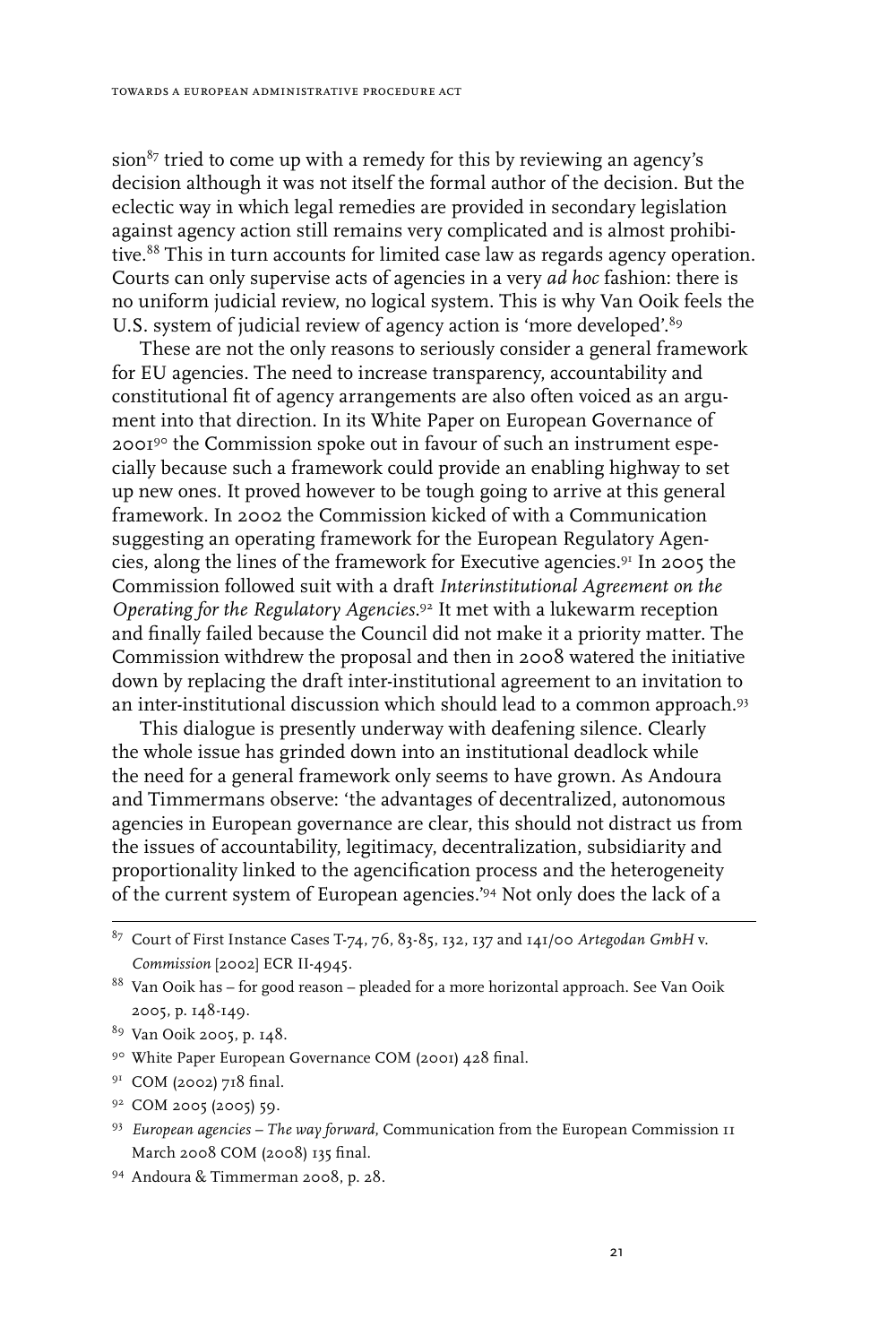sion[87] tried to come up with a remedy for this by reviewing an agency's decision although it was not itself the formal author of the decision. But the eclectic way in which legal remedies are provided in secondary legislation against agency action still remains very complicated and is almost prohibitive.[88] This in turn accounts for limited case law as regards agency operation. Courts can only supervise acts of agencies in a very *ad hoc* fashion: there is no uniform judicial review, no logical system. This is why Van Ooik feels the U.S. system of judicial review of agency action is 'more developed'.[89]

These are not the only reasons to seriously consider a general framework for EU agencies. The need to increase transparency, accountability and constitutional fit of agency arrangements are also often voiced as an argument into that direction. In its White Paper on European Governance of 2001[90] the Commission spoke out in favour of such an instrument especially because such a framework could provide an enabling highway to set up new ones. It proved however to be tough going to arrive at this general framework. In 2002 the Commission kicked of with a Communication suggesting an operating framework for the European Regulatory Agencies, along the lines of the framework for Executive agencies.[91] In 2005 the Commission followed suit with a draft *Interinstitutional Agreement on the Operating for the Regulatory Agencies*.[92] It met with a lukewarm reception and finally failed because the Council did not make it a priority matter. The Commission withdrew the proposal and then in 2008 watered the initiative down by replacing the draft inter-institutional agreement to an invitation to an inter-institutional discussion which should lead to a common approach.[93]

This dialogue is presently underway with deafening silence. Clearly the whole issue has grinded down into an institutional deadlock while the need for a general framework only seems to have grown. As Andoura and Timmermans observe: 'the advantages of decentralized, autonomous agencies in European governance are clear, this should not distract us from the issues of accountability, legitimacy, decentralization, subsidiarity and proportionality linked to the agencification process and the heterogeneity of the current system of European agencies.'[94] Not only does the lack of a

---

[87] Court of First Instance Cases T-74, 76, 83-85, 132, 137 and 141/00 *Artegodan GmbH* v. *Commission* [2002] ECR II-4945.

[88] Van Ooik has – for good reason – pleaded for a more horizontal approach. See Van Ooik 2005, p. 148-149.

[89] Van Ooik 2005, p. 148.

[90] White Paper European Governance COM (2001) 428 final.

[91] COM (2002) 718 final.

[92] COM 2005 (2005) 59.

[93] *European agencies – The way forward*, Communication from the European Commission 11 March 2008 COM (2008) 135 final.

[94] Andoura & Timmerman 2008, p. 28.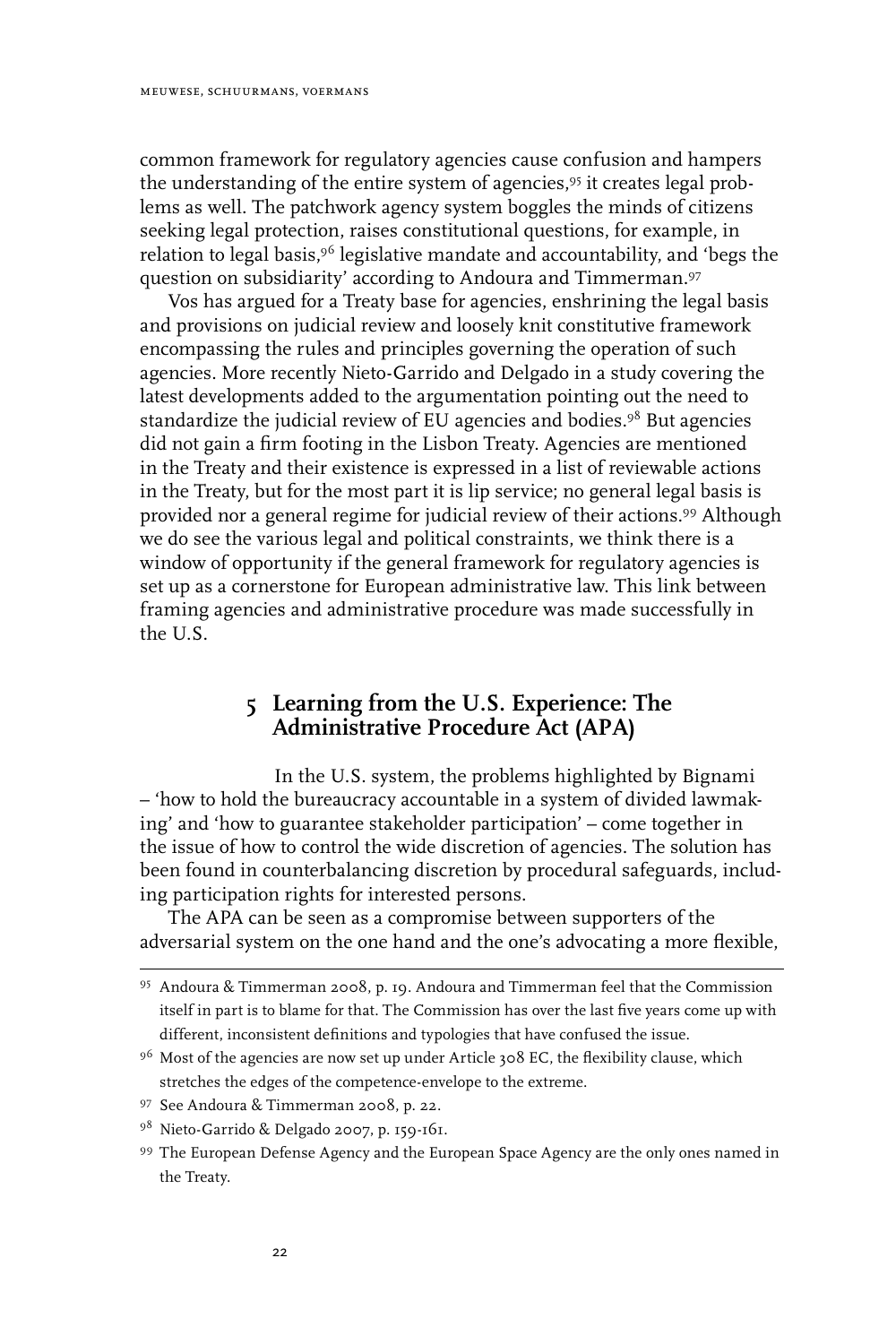common framework for regulatory agencies cause confusion and hampers the understanding of the entire system of agencies,[95] it creates legal problems as well. The patchwork agency system boggles the minds of citizens seeking legal protection, raises constitutional questions, for example, in relation to legal basis,[96] legislative mandate and accountability, and 'begs the question on subsidiarity' according to Andoura and Timmerman.[97]

Vos has argued for a Treaty base for agencies, enshrining the legal basis and provisions on judicial review and loosely knit constitutive framework encompassing the rules and principles governing the operation of such agencies. More recently Nieto-Garrido and Delgado in a study covering the latest developments added to the argumentation pointing out the need to standardize the judicial review of EU agencies and bodies.[98] But agencies did not gain a firm footing in the Lisbon Treaty. Agencies are mentioned in the Treaty and their existence is expressed in a list of reviewable actions in the Treaty, but for the most part it is lip service; no general legal basis is provided nor a general regime for judicial review of their actions.[99] Although we do see the various legal and political constraints, we think there is a window of opportunity if the general framework for regulatory agencies is set up as a cornerstone for European administrative law. This link between framing agencies and administrative procedure was made successfully in the U.S.

## 5 Learning from the U.S. Experience: The Administrative Procedure Act (APA)

In the U.S. system, the problems highlighted by Bignami – 'how to hold the bureaucracy accountable in a system of divided lawmaking' and 'how to guarantee stakeholder participation' – come together in the issue of how to control the wide discretion of agencies. The solution has been found in counterbalancing discretion by procedural safeguards, including participation rights for interested persons.

The APA can be seen as a compromise between supporters of the adversarial system on the one hand and the one's advocating a more flexible,

---

[95] Andoura & Timmerman 2008, p. 19. Andoura and Timmerman feel that the Commission itself in part is to blame for that. The Commission has over the last five years come up with different, inconsistent definitions and typologies that have confused the issue.

[96] Most of the agencies are now set up under Article 308 EC, the flexibility clause, which stretches the edges of the competence-envelope to the extreme.

[97] See Andoura & Timmerman 2008, p. 22.

[98] Nieto-Garrido & Delgado 2007, p. 159-161.

[99] The European Defense Agency and the European Space Agency are the only ones named in the Treaty.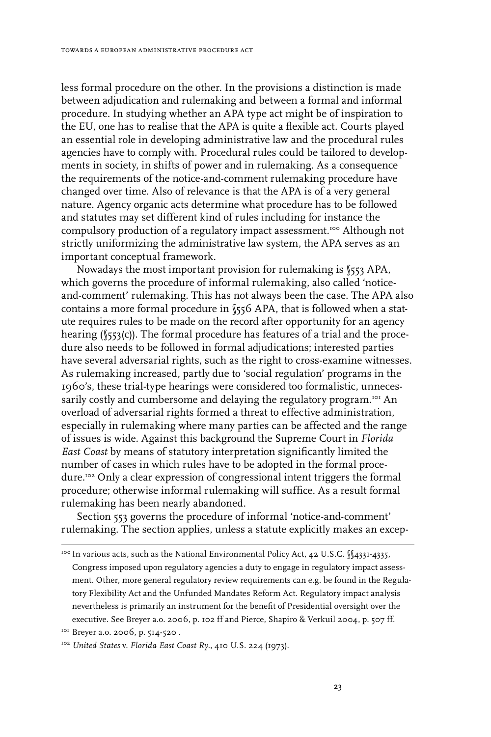less formal procedure on the other. In the provisions a distinction is made between adjudication and rulemaking and between a formal and informal procedure. In studying whether an APA type act might be of inspiration to the EU, one has to realise that the APA is quite a flexible act. Courts played an essential role in developing administrative law and the procedural rules agencies have to comply with. Procedural rules could be tailored to developments in society, in shifts of power and in rulemaking. As a consequence the requirements of the notice-and-comment rulemaking procedure have changed over time. Also of relevance is that the APA is of a very general nature. Agency organic acts determine what procedure has to be followed and statutes may set different kind of rules including for instance the compulsory production of a regulatory impact assessment.[100] Although not strictly uniformizing the administrative law system, the APA serves as an important conceptual framework.

Nowadays the most important provision for rulemaking is §553 APA, which governs the procedure of informal rulemaking, also called 'notice-and-comment' rulemaking. This has not always been the case. The APA also contains a more formal procedure in §556 APA, that is followed when a statute requires rules to be made on the record after opportunity for an agency hearing (§553(c)). The formal procedure has features of a trial and the procedure also needs to be followed in formal adjudications; interested parties have several adversarial rights, such as the right to cross-examine witnesses. As rulemaking increased, partly due to 'social regulation' programs in the 1960's, these trial-type hearings were considered too formalistic, unnecessarily costly and cumbersome and delaying the regulatory program.[101] An overload of adversarial rights formed a threat to effective administration, especially in rulemaking where many parties can be affected and the range of issues is wide. Against this background the Supreme Court in *Florida East Coast* by means of statutory interpretation significantly limited the number of cases in which rules have to be adopted in the formal procedure.[102] Only a clear expression of congressional intent triggers the formal procedure; otherwise informal rulemaking will suffice. As a result formal rulemaking has been nearly abandoned.

Section 553 governs the procedure of informal 'notice-and-comment' rulemaking. The section applies, unless a statute explicitly makes an excep-

---

[100] In various acts, such as the National Environmental Policy Act, 42 U.S.C. §§4331-4335, Congress imposed upon regulatory agencies a duty to engage in regulatory impact assessment. Other, more general regulatory review requirements can e.g. be found in the Regulatory Flexibility Act and the Unfunded Mandates Reform Act. Regulatory impact analysis nevertheless is primarily an instrument for the benefit of Presidential oversight over the executive. See Breyer a.o. 2006, p. 102 ff and Pierce, Shapiro & Verkuil 2004, p. 507 ff.

[101] Breyer a.o. 2006, p. 514-520 .

[102] *United States* v. *Florida East Coast Ry.*, 410 U.S. 224 (1973).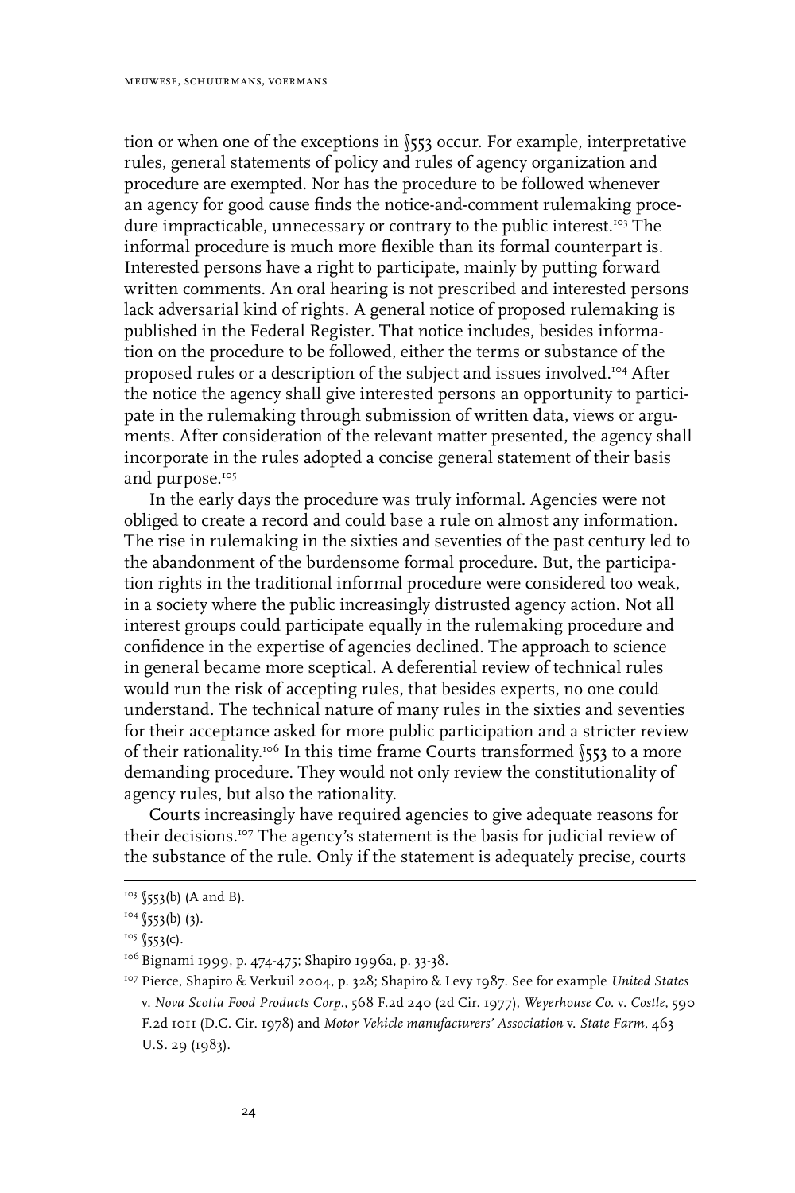tion or when one of the exceptions in §553 occur. For example, interpretative rules, general statements of policy and rules of agency organization and procedure are exempted. Nor has the procedure to be followed whenever an agency for good cause finds the notice-and-comment rulemaking procedure impracticable, unnecessary or contrary to the public interest.[103] The informal procedure is much more flexible than its formal counterpart is. Interested persons have a right to participate, mainly by putting forward written comments. An oral hearing is not prescribed and interested persons lack adversarial kind of rights. A general notice of proposed rulemaking is published in the Federal Register. That notice includes, besides information on the procedure to be followed, either the terms or substance of the proposed rules or a description of the subject and issues involved.[104] After the notice the agency shall give interested persons an opportunity to participate in the rulemaking through submission of written data, views or arguments. After consideration of the relevant matter presented, the agency shall incorporate in the rules adopted a concise general statement of their basis and purpose.[105]

In the early days the procedure was truly informal. Agencies were not obliged to create a record and could base a rule on almost any information. The rise in rulemaking in the sixties and seventies of the past century led to the abandonment of the burdensome formal procedure. But, the participation rights in the traditional informal procedure were considered too weak, in a society where the public increasingly distrusted agency action. Not all interest groups could participate equally in the rulemaking procedure and confidence in the expertise of agencies declined. The approach to science in general became more sceptical. A deferential review of technical rules would run the risk of accepting rules, that besides experts, no one could understand. The technical nature of many rules in the sixties and seventies for their acceptance asked for more public participation and a stricter review of their rationality.[106] In this time frame Courts transformed §553 to a more demanding procedure. They would not only review the constitutionality of agency rules, but also the rationality.

Courts increasingly have required agencies to give adequate reasons for their decisions.[107] The agency's statement is the basis for judicial review of the substance of the rule. Only if the statement is adequately precise, courts

---

[103] §553(b) (A and B).

[104] §553(b) (3).

[105] §553(c).

[106] Bignami 1999, p. 474-475; Shapiro 1996a, p. 33-38.

[107] Pierce, Shapiro & Verkuil 2004, p. 328; Shapiro & Levy 1987. See for example *United States* v. *Nova Scotia Food Products Corp.*, 568 F.2d 240 (2d Cir. 1977), *Weyerhouse Co.* v. *Costle*, 590 F.2d 1011 (D.C. Cir. 1978) and *Motor Vehicle manufacturers' Association* v. *State Farm*, 463 U.S. 29 (1983).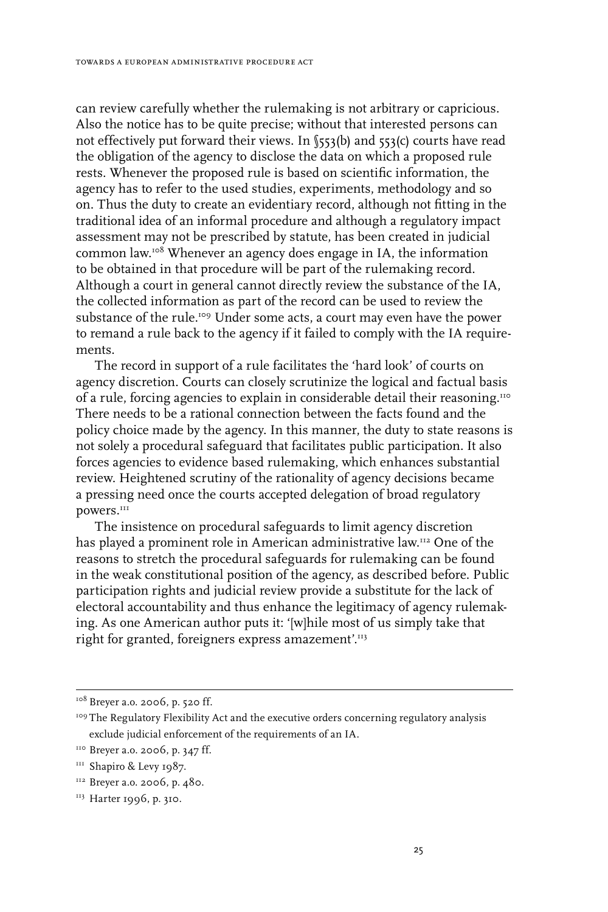can review carefully whether the rulemaking is not arbitrary or capricious. Also the notice has to be quite precise; without that interested persons can not effectively put forward their views. In §553(b) and 553(c) courts have read the obligation of the agency to disclose the data on which a proposed rule rests. Whenever the proposed rule is based on scientific information, the agency has to refer to the used studies, experiments, methodology and so on. Thus the duty to create an evidentiary record, although not fitting in the traditional idea of an informal procedure and although a regulatory impact assessment may not be prescribed by statute, has been created in judicial common law.[108] Whenever an agency does engage in IA, the information to be obtained in that procedure will be part of the rulemaking record. Although a court in general cannot directly review the substance of the IA, the collected information as part of the record can be used to review the substance of the rule.[109] Under some acts, a court may even have the power to remand a rule back to the agency if it failed to comply with the IA requirements.

The record in support of a rule facilitates the 'hard look' of courts on agency discretion. Courts can closely scrutinize the logical and factual basis of a rule, forcing agencies to explain in considerable detail their reasoning.[110] There needs to be a rational connection between the facts found and the policy choice made by the agency. In this manner, the duty to state reasons is not solely a procedural safeguard that facilitates public participation. It also forces agencies to evidence based rulemaking, which enhances substantial review. Heightened scrutiny of the rationality of agency decisions became a pressing need once the courts accepted delegation of broad regulatory powers.[111]

The insistence on procedural safeguards to limit agency discretion has played a prominent role in American administrative law.[112] One of the reasons to stretch the procedural safeguards for rulemaking can be found in the weak constitutional position of the agency, as described before. Public participation rights and judicial review provide a substitute for the lack of electoral accountability and thus enhance the legitimacy of agency rulemaking. As one American author puts it: '[w]hile most of us simply take that right for granted, foreigners express amazement'.[113]

---

[108] Breyer a.o. 2006, p. 520 ff.

[109] The Regulatory Flexibility Act and the executive orders concerning regulatory analysis exclude judicial enforcement of the requirements of an IA.

[110] Breyer a.o. 2006, p. 347 ff.

[111] Shapiro & Levy 1987.

[112] Breyer a.o. 2006, p. 480.

[113] Harter 1996, p. 310.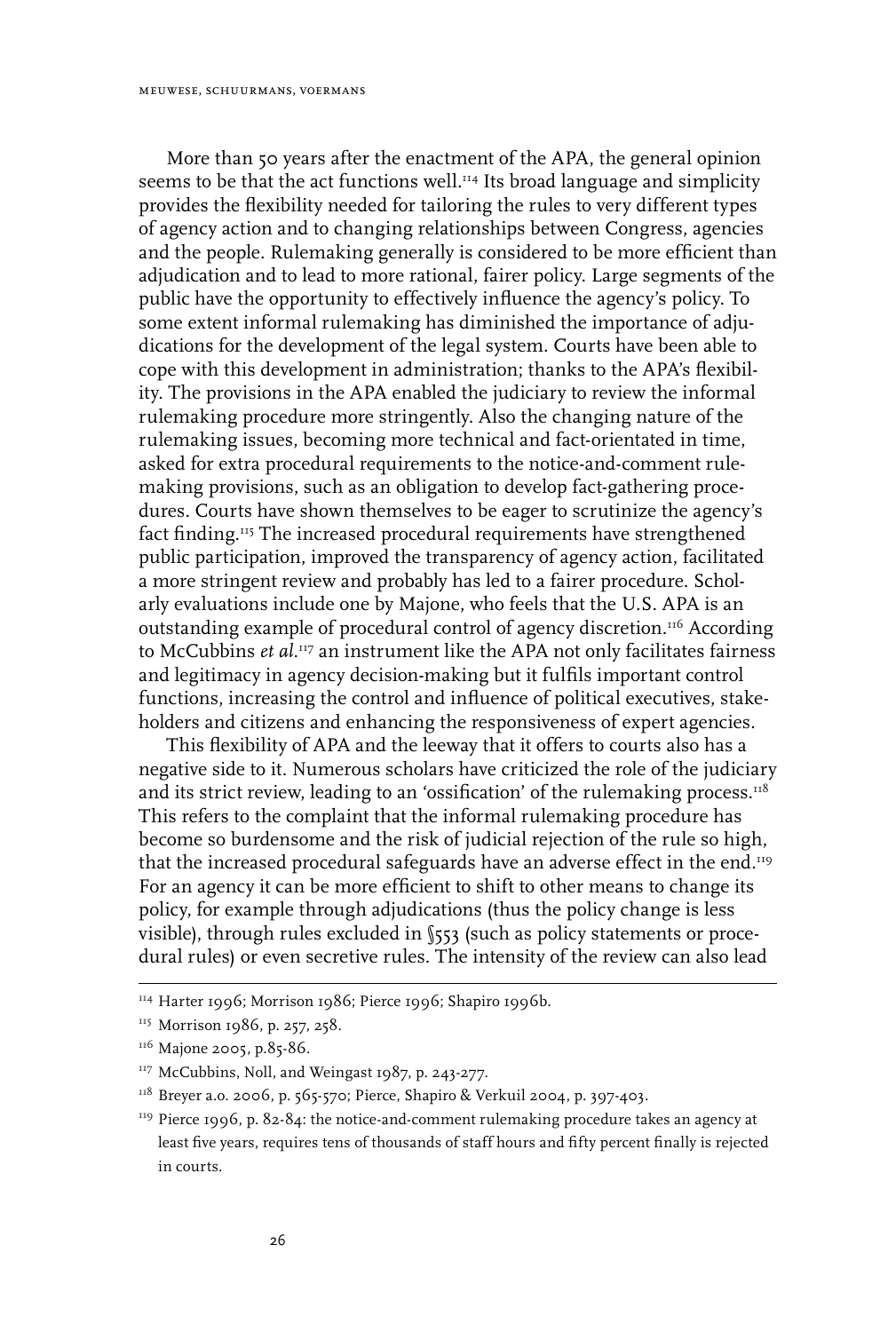More than 50 years after the enactment of the APA, the general opinion seems to be that the act functions well.[114] Its broad language and simplicity provides the flexibility needed for tailoring the rules to very different types of agency action and to changing relationships between Congress, agencies and the people. Rulemaking generally is considered to be more efficient than adjudication and to lead to more rational, fairer policy. Large segments of the public have the opportunity to effectively influence the agency's policy. To some extent informal rulemaking has diminished the importance of adjudications for the development of the legal system. Courts have been able to cope with this development in administration; thanks to the APA's flexibility. The provisions in the APA enabled the judiciary to review the informal rulemaking procedure more stringently. Also the changing nature of the rulemaking issues, becoming more technical and fact-orientated in time, asked for extra procedural requirements to the notice-and-comment rulemaking provisions, such as an obligation to develop fact-gathering procedures. Courts have shown themselves to be eager to scrutinize the agency's fact finding.[115] The increased procedural requirements have strengthened public participation, improved the transparency of agency action, facilitated a more stringent review and probably has led to a fairer procedure. Scholarly evaluations include one by Majone, who feels that the U.S. APA is an outstanding example of procedural control of agency discretion.[116] According to McCubbins *et al.*[117] an instrument like the APA not only facilitates fairness and legitimacy in agency decision-making but it fulfils important control functions, increasing the control and influence of political executives, stakeholders and citizens and enhancing the responsiveness of expert agencies.

This flexibility of APA and the leeway that it offers to courts also has a negative side to it. Numerous scholars have criticized the role of the judiciary and its strict review, leading to an 'ossification' of the rulemaking process.[118] This refers to the complaint that the informal rulemaking procedure has become so burdensome and the risk of judicial rejection of the rule so high, that the increased procedural safeguards have an adverse effect in the end.[119] For an agency it can be more efficient to shift to other means to change its policy, for example through adjudications (thus the policy change is less visible), through rules excluded in §553 (such as policy statements or procedural rules) or even secretive rules. The intensity of the review can also lead

---

[114] Harter 1996; Morrison 1986; Pierce 1996; Shapiro 1996b.

[115] Morrison 1986, p. 257, 258.

[116] Majone 2005, p.85-86.

[117] McCubbins, Noll, and Weingast 1987, p. 243-277.

[118] Breyer a.o. 2006, p. 565-570; Pierce, Shapiro & Verkuil 2004, p. 397-403.

[119] Pierce 1996, p. 82-84: the notice-and-comment rulemaking procedure takes an agency at least five years, requires tens of thousands of staff hours and fifty percent finally is rejected in courts.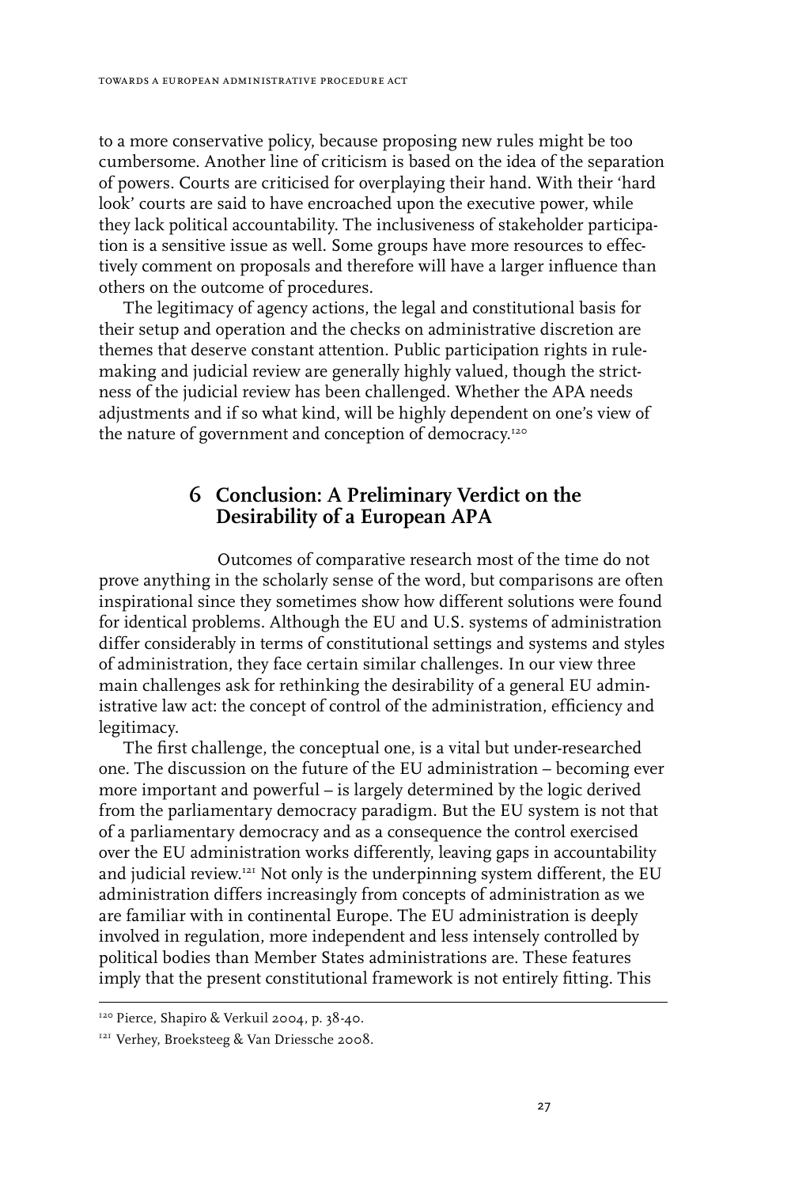to a more conservative policy, because proposing new rules might be too cumbersome. Another line of criticism is based on the idea of the separation of powers. Courts are criticised for overplaying their hand. With their 'hard look' courts are said to have encroached upon the executive power, while they lack political accountability. The inclusiveness of stakeholder participation is a sensitive issue as well. Some groups have more resources to effectively comment on proposals and therefore will have a larger influence than others on the outcome of procedures.

The legitimacy of agency actions, the legal and constitutional basis for their setup and operation and the checks on administrative discretion are themes that deserve constant attention. Public participation rights in rule-making and judicial review are generally highly valued, though the strictness of the judicial review has been challenged. Whether the APA needs adjustments and if so what kind, will be highly dependent on one's view of the nature of government and conception of democracy.[120]

## 6 Conclusion: A Preliminary Verdict on the Desirability of a European APA

Outcomes of comparative research most of the time do not prove anything in the scholarly sense of the word, but comparisons are often inspirational since they sometimes show how different solutions were found for identical problems. Although the EU and U.S. systems of administration differ considerably in terms of constitutional settings and systems and styles of administration, they face certain similar challenges. In our view three main challenges ask for rethinking the desirability of a general EU administrative law act: the concept of control of the administration, efficiency and legitimacy.

The first challenge, the conceptual one, is a vital but under-researched one. The discussion on the future of the EU administration – becoming ever more important and powerful – is largely determined by the logic derived from the parliamentary democracy paradigm. But the EU system is not that of a parliamentary democracy and as a consequence the control exercised over the EU administration works differently, leaving gaps in accountability and judicial review.[121] Not only is the underpinning system different, the EU administration differs increasingly from concepts of administration as we are familiar with in continental Europe. The EU administration is deeply involved in regulation, more independent and less intensely controlled by political bodies than Member States administrations are. These features imply that the present constitutional framework is not entirely fitting. This

---

[120] Pierce, Shapiro & Verkuil 2004, p. 38-40.

[121] Verhey, Broeksteeg & Van Driessche 2008.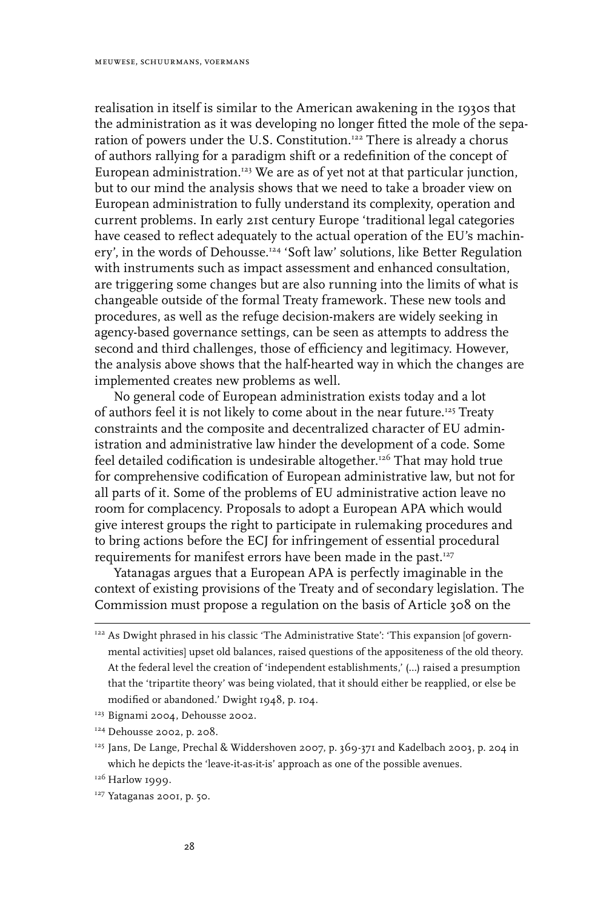realisation in itself is similar to the American awakening in the 1930s that the administration as it was developing no longer fitted the mole of the separation of powers under the U.S. Constitution.[122] There is already a chorus of authors rallying for a paradigm shift or a redefinition of the concept of European administration.[123] We are as of yet not at that particular junction, but to our mind the analysis shows that we need to take a broader view on European administration to fully understand its complexity, operation and current problems. In early 21st century Europe 'traditional legal categories have ceased to reflect adequately to the actual operation of the EU's machinery', in the words of Dehousse.[124] 'Soft law' solutions, like Better Regulation with instruments such as impact assessment and enhanced consultation, are triggering some changes but are also running into the limits of what is changeable outside of the formal Treaty framework. These new tools and procedures, as well as the refuge decision-makers are widely seeking in agency-based governance settings, can be seen as attempts to address the second and third challenges, those of efficiency and legitimacy. However, the analysis above shows that the half-hearted way in which the changes are implemented creates new problems as well.

No general code of European administration exists today and a lot of authors feel it is not likely to come about in the near future.[125] Treaty constraints and the composite and decentralized character of EU administration and administrative law hinder the development of a code. Some feel detailed codification is undesirable altogether.[126] That may hold true for comprehensive codification of European administrative law, but not for all parts of it. Some of the problems of EU administrative action leave no room for complacency. Proposals to adopt a European APA which would give interest groups the right to participate in rulemaking procedures and to bring actions before the ECJ for infringement of essential procedural requirements for manifest errors have been made in the past.[127]

Yatanagas argues that a European APA is perfectly imaginable in the context of existing provisions of the Treaty and of secondary legislation. The Commission must propose a regulation on the basis of Article 308 on the

---

[122] As Dwight phrased in his classic 'The Administrative State': 'This expansion [of governmental activities] upset old balances, raised questions of the appositeness of the old theory. At the federal level the creation of 'independent establishments,' (...) raised a presumption that the 'tripartite theory' was being violated, that it should either be reapplied, or else be modified or abandoned.' Dwight 1948, p. 104.

[123] Bignami 2004, Dehousse 2002.

[124] Dehousse 2002, p. 208.

[125] Jans, De Lange, Prechal & Widdershoven 2007, p. 369-371 and Kadelbach 2003, p. 204 in which he depicts the 'leave-it-as-it-is' approach as one of the possible avenues.

[126] Harlow 1999.

[127] Yataganas 2001, p. 50.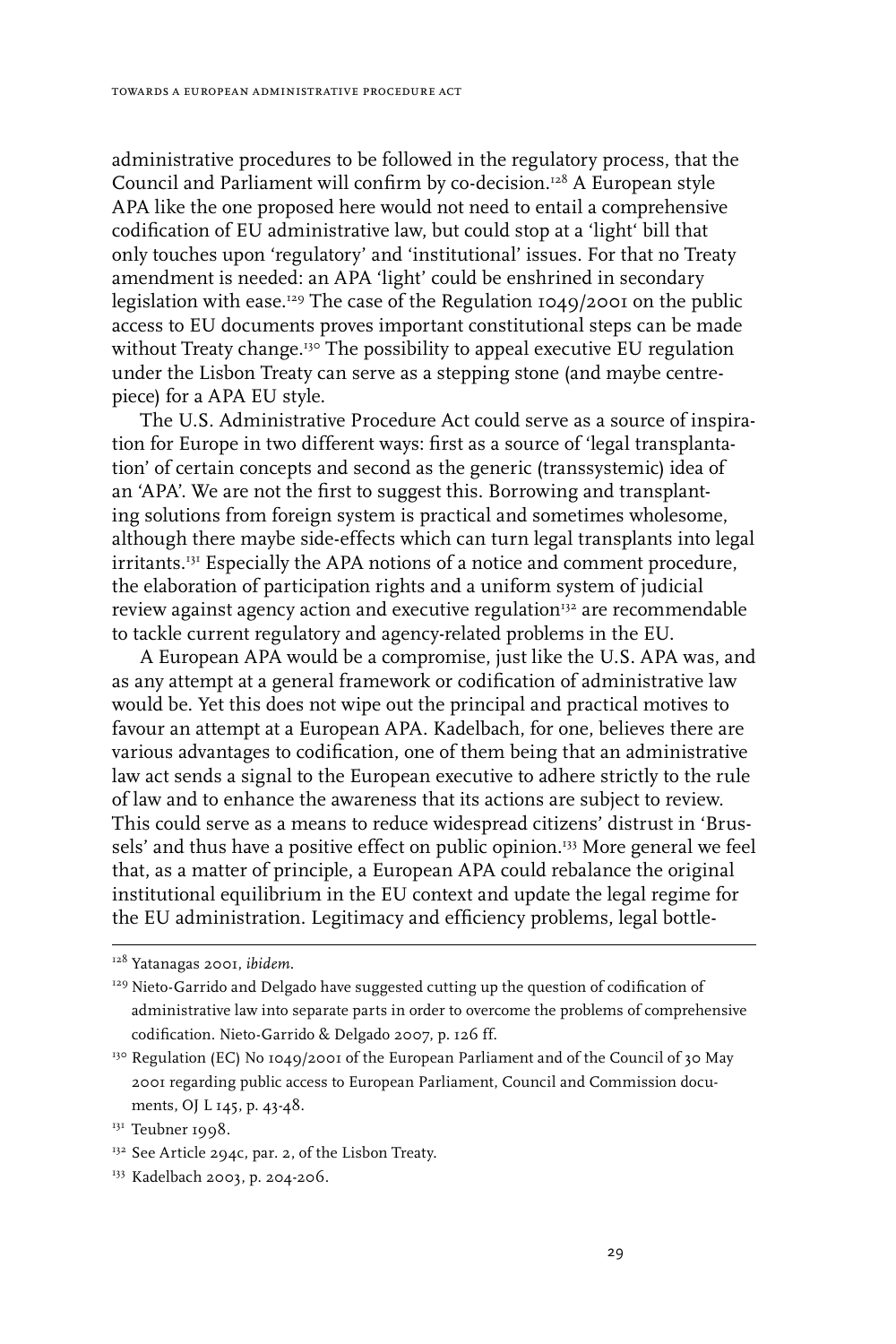administrative procedures to be followed in the regulatory process, that the Council and Parliament will confirm by co-decision.[128] A European style APA like the one proposed here would not need to entail a comprehensive codification of EU administrative law, but could stop at a 'light' bill that only touches upon 'regulatory' and 'institutional' issues. For that no Treaty amendment is needed: an APA 'light' could be enshrined in secondary legislation with ease.[129] The case of the Regulation 1049/2001 on the public access to EU documents proves important constitutional steps can be made without Treaty change.[130] The possibility to appeal executive EU regulation under the Lisbon Treaty can serve as a stepping stone (and maybe centre-piece) for a APA EU style.

The U.S. Administrative Procedure Act could serve as a source of inspiration for Europe in two different ways: first as a source of 'legal transplantation' of certain concepts and second as the generic (transsystemic) idea of an 'APA'. We are not the first to suggest this. Borrowing and transplanting solutions from foreign system is practical and sometimes wholesome, although there maybe side-effects which can turn legal transplants into legal irritants.[131] Especially the APA notions of a notice and comment procedure, the elaboration of participation rights and a uniform system of judicial review against agency action and executive regulation[132] are recommendable to tackle current regulatory and agency-related problems in the EU.

A European APA would be a compromise, just like the U.S. APA was, and as any attempt at a general framework or codification of administrative law would be. Yet this does not wipe out the principal and practical motives to favour an attempt at a European APA. Kadelbach, for one, believes there are various advantages to codification, one of them being that an administrative law act sends a signal to the European executive to adhere strictly to the rule of law and to enhance the awareness that its actions are subject to review. This could serve as a means to reduce widespread citizens' distrust in 'Brussels' and thus have a positive effect on public opinion.[133] More general we feel that, as a matter of principle, a European APA could rebalance the original institutional equilibrium in the EU context and update the legal regime for the EU administration. Legitimacy and efficiency problems, legal bottle-

---

[128] Yatanagas 2001, *ibidem*.

[129] Nieto-Garrido and Delgado have suggested cutting up the question of codification of administrative law into separate parts in order to overcome the problems of comprehensive codification. Nieto-Garrido & Delgado 2007, p. 126 ff.

[130] Regulation (EC) No 1049/2001 of the European Parliament and of the Council of 30 May 2001 regarding public access to European Parliament, Council and Commission documents, OJ L 145, p. 43-48.

[131] Teubner 1998.

[132] See Article 294c, par. 2, of the Lisbon Treaty.

[133] Kadelbach 2003, p. 204-206.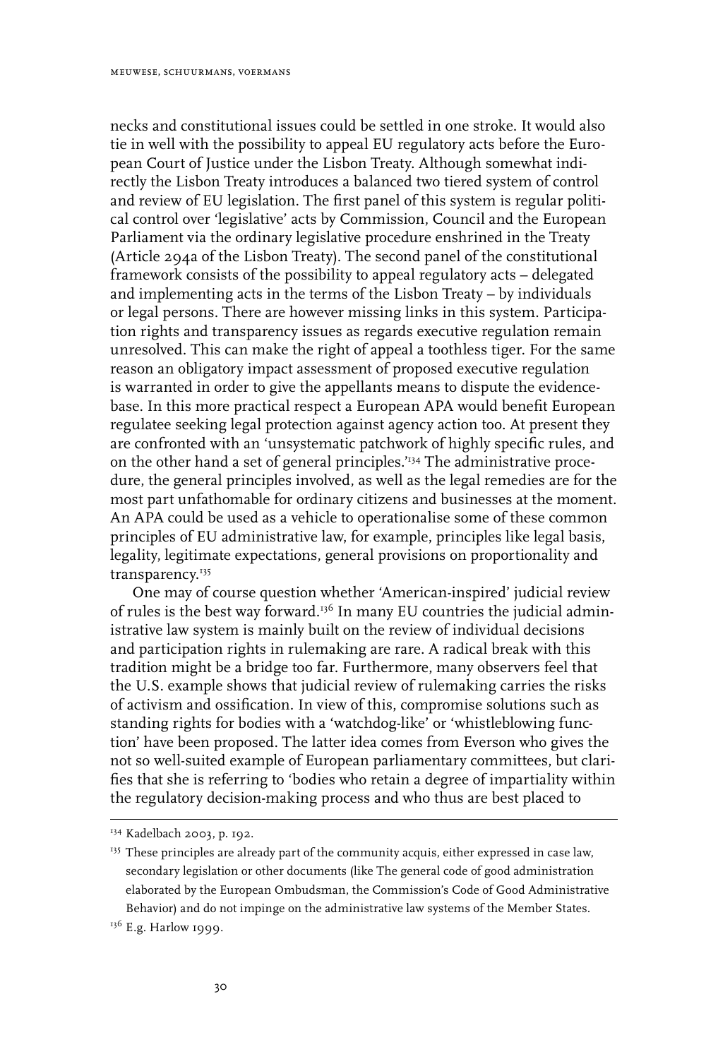necks and constitutional issues could be settled in one stroke. It would also tie in well with the possibility to appeal EU regulatory acts before the European Court of Justice under the Lisbon Treaty. Although somewhat indirectly the Lisbon Treaty introduces a balanced two tiered system of control and review of EU legislation. The first panel of this system is regular political control over 'legislative' acts by Commission, Council and the European Parliament via the ordinary legislative procedure enshrined in the Treaty (Article 294a of the Lisbon Treaty). The second panel of the constitutional framework consists of the possibility to appeal regulatory acts – delegated and implementing acts in the terms of the Lisbon Treaty – by individuals or legal persons. There are however missing links in this system. Participation rights and transparency issues as regards executive regulation remain unresolved. This can make the right of appeal a toothless tiger. For the same reason an obligatory impact assessment of proposed executive regulation is warranted in order to give the appellants means to dispute the evidence-base. In this more practical respect a European APA would benefit European regulatee seeking legal protection against agency action too. At present they are confronted with an 'unsystematic patchwork of highly specific rules, and on the other hand a set of general principles.'[134] The administrative procedure, the general principles involved, as well as the legal remedies are for the most part unfathomable for ordinary citizens and businesses at the moment. An APA could be used as a vehicle to operationalise some of these common principles of EU administrative law, for example, principles like legal basis, legality, legitimate expectations, general provisions on proportionality and transparency.[135]

One may of course question whether 'American-inspired' judicial review of rules is the best way forward.[136] In many EU countries the judicial administrative law system is mainly built on the review of individual decisions and participation rights in rulemaking are rare. A radical break with this tradition might be a bridge too far. Furthermore, many observers feel that the U.S. example shows that judicial review of rulemaking carries the risks of activism and ossification. In view of this, compromise solutions such as standing rights for bodies with a 'watchdog-like' or 'whistleblowing function' have been proposed. The latter idea comes from Everson who gives the not so well-suited example of European parliamentary committees, but clarifies that she is referring to 'bodies who retain a degree of impartiality within the regulatory decision-making process and who thus are best placed to

---

[134] Kadelbach 2003, p. 192.

[135] These principles are already part of the community acquis, either expressed in case law, secondary legislation or other documents (like The general code of good administration elaborated by the European Ombudsman, the Commission's Code of Good Administrative Behavior) and do not impinge on the administrative law systems of the Member States.

[136] E.g. Harlow 1999.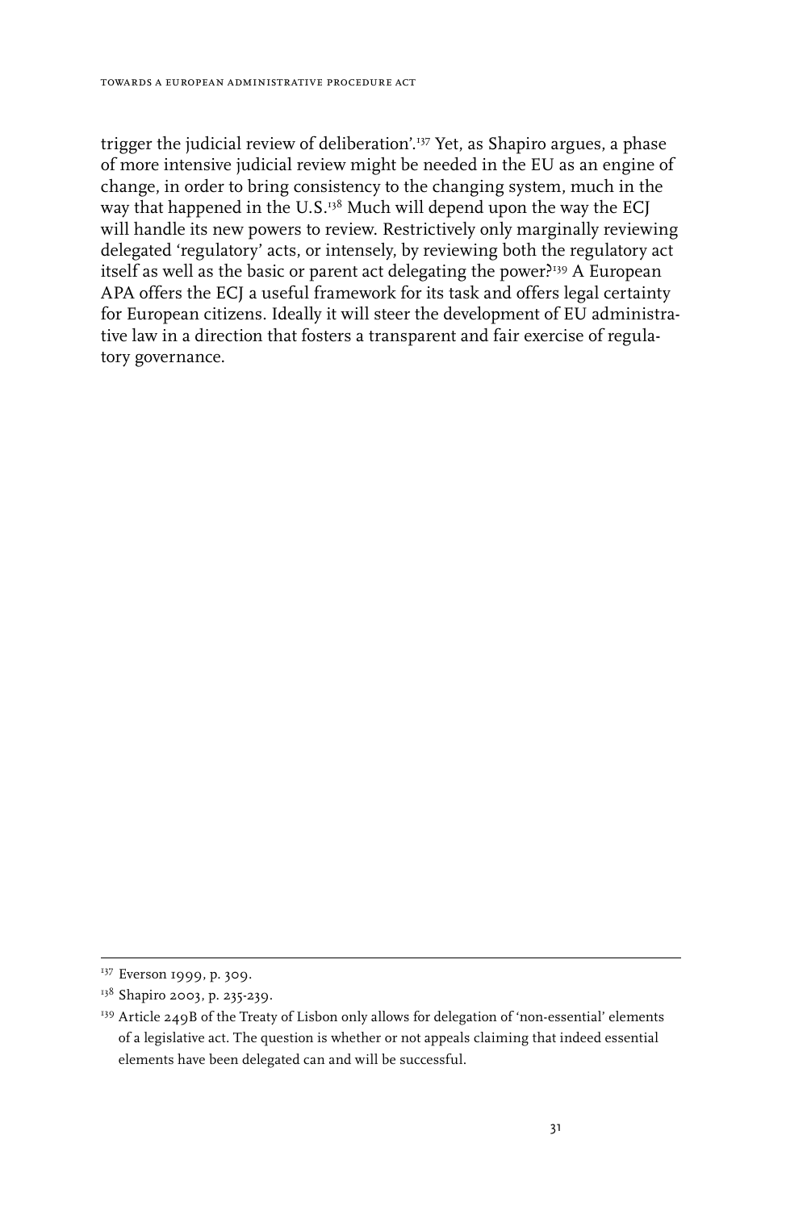trigger the judicial review of deliberation'.[137] Yet, as Shapiro argues, a phase of more intensive judicial review might be needed in the EU as an engine of change, in order to bring consistency to the changing system, much in the way that happened in the U.S.[138] Much will depend upon the way the ECJ will handle its new powers to review. Restrictively only marginally reviewing delegated 'regulatory' acts, or intensely, by reviewing both the regulatory act itself as well as the basic or parent act delegating the power?[139] A European APA offers the ECJ a useful framework for its task and offers legal certainty for European citizens. Ideally it will steer the development of EU administrative law in a direction that fosters a transparent and fair exercise of regulatory governance.

---

[137] Everson 1999, p. 309.

[138] Shapiro 2003, p. 235-239.

[139] Article 249B of the Treaty of Lisbon only allows for delegation of 'non-essential' elements of a legislative act. The question is whether or not appeals claiming that indeed essential elements have been delegated can and will be successful.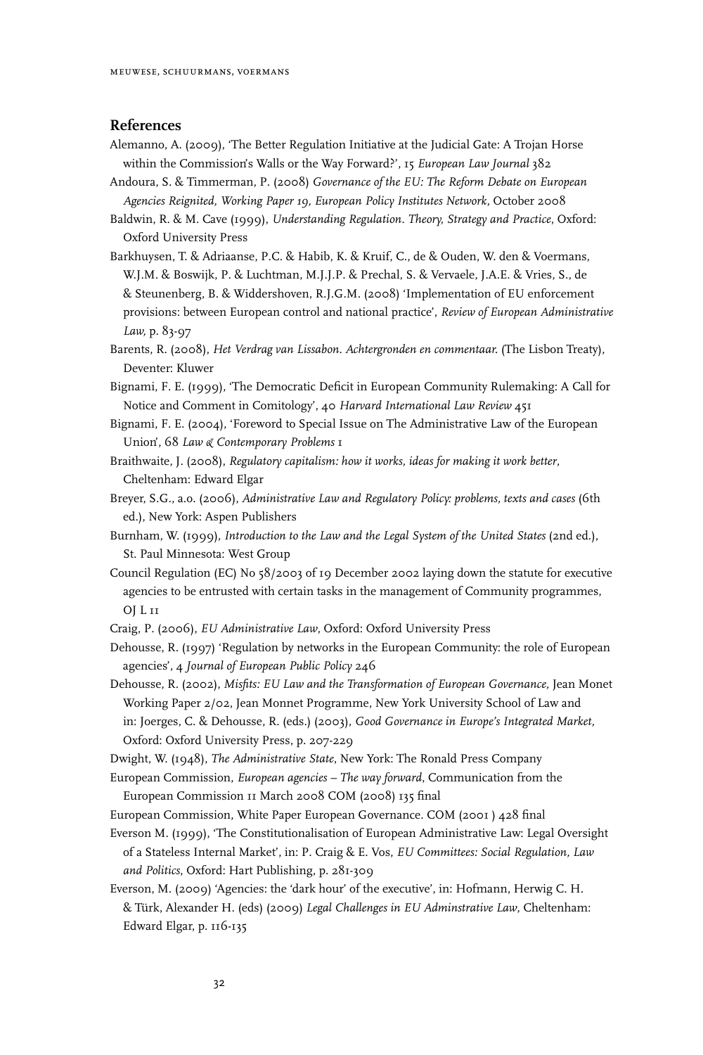## References

Alemanno, A. (2009), 'The Better Regulation Initiative at the Judicial Gate: A Trojan Horse within the Commission's Walls or the Way Forward?', 15 *European Law Journal* 382

Andoura, S. & Timmerman, P. (2008) *Governance of the EU: The Reform Debate on European Agencies Reignited, Working Paper 19, European Policy Institutes Network*, October 2008

Baldwin, R. & M. Cave (1999), *Understanding Regulation. Theory, Strategy and Practice*, Oxford: Oxford University Press

Barkhuysen, T. & Adriaanse, P.C. & Habib, K. & Kruif, C., de & Ouden, W. den & Voermans, W.J.M. & Boswijk, P. & Luchtman, M.J.J.P. & Prechal, S. & Vervaele, J.A.E. & Vries, S., de & Steunenberg, B. & Widdershoven, R.J.G.M. (2008) 'Implementation of EU enforcement provisions: between European control and national practice', *Review of European Administrative Law,* p. 83-97

Barents, R. (2008), *Het Verdrag van Lissabon. Achtergronden en commentaar.* (The Lisbon Treaty), Deventer: Kluwer

Bignami, F. E. (1999), 'The Democratic Deficit in European Community Rulemaking: A Call for Notice and Comment in Comitology', 40 *Harvard International Law Review* 451

Bignami, F. E. (2004), 'Foreword to Special Issue on The Administrative Law of the European Union', 68 *Law & Contemporary Problems* 1

Braithwaite, J. (2008), *Regulatory capitalism: how it works, ideas for making it work better*, Cheltenham: Edward Elgar

Breyer, S.G., a.o. (2006), *Administrative Law and Regulatory Policy: problems, texts and cases* (6th ed.), New York: Aspen Publishers

Burnham, W. (1999), *Introduction to the Law and the Legal System of the United States* (2nd ed.), St. Paul Minnesota: West Group

Council Regulation (EC) No 58/2003 of 19 December 2002 laying down the statute for executive agencies to be entrusted with certain tasks in the management of Community programmes, OJ L 11

Craig, P. (2006), *EU Administrative Law*, Oxford: Oxford University Press

Dehousse, R. (1997) 'Regulation by networks in the European Community: the role of European agencies', 4 *Journal of European Public Policy* 246

Dehousse, R. (2002), *Misfits: EU Law and the Transformation of European Governance,* Jean Monet Working Paper 2/02, Jean Monnet Programme, New York University School of Law and in: Joerges, C. & Dehousse, R. (eds.) (2003), *Good Governance in Europe's Integrated Market,* Oxford: Oxford University Press, p. 207-229

Dwight, W. (1948), *The Administrative State*, New York: The Ronald Press Company

European Commission, *European agencies – The way forward*, Communication from the European Commission 11 March 2008 COM (2008) 135 final

European Commission, White Paper European Governance. COM (2001 ) 428 final

Everson M. (1999), 'The Constitutionalisation of European Administrative Law: Legal Oversight of a Stateless Internal Market', in: P. Craig & E. Vos, *EU Committees: Social Regulation, Law and Politics*, Oxford: Hart Publishing, p. 281-309

Everson, M. (2009) 'Agencies: the 'dark hour' of the executive', in: Hofmann, Herwig C. H. & Türk, Alexander H. (eds) (2009) *Legal Challenges in EU Adminstrative Law*, Cheltenham: Edward Elgar, p. 116-135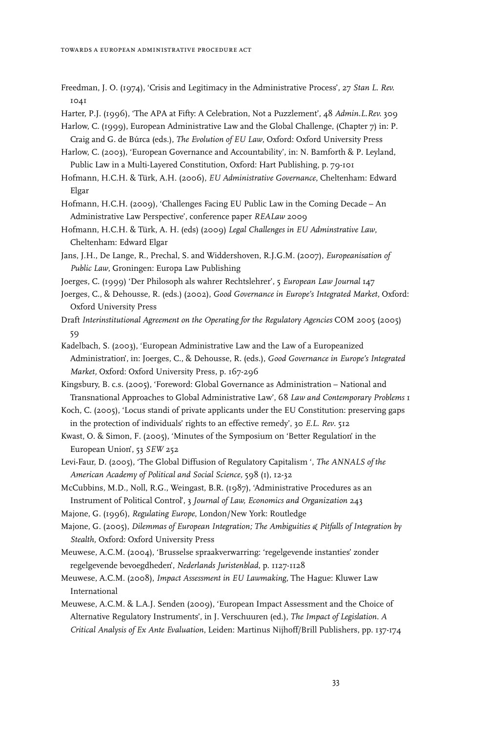Freedman, J. O. (1974), 'Crisis and Legitimacy in the Administrative Process', 27 *Stan L. Rev.* 1041

Harter, P.J. (1996), 'The APA at Fifty: A Celebration, Not a Puzzlement', 48 *Admin.L.Rev.* 309

Harlow, C. (1999), European Administrative Law and the Global Challenge, (Chapter 7) in: P. Craig and G. de Búrca (eds.), *The Evolution of EU Law*, Oxford: Oxford University Press

Harlow, C. (2003), 'European Governance and Accountability', in: N. Bamforth & P. Leyland, Public Law in a Multi-Layered Constitution, Oxford: Hart Publishing, p. 79-101

Hofmann, H.C.H. & Türk, A.H. (2006), *EU Administrative Governance*, Cheltenham: Edward Elgar

Hofmann, H.C.H. (2009), 'Challenges Facing EU Public Law in the Coming Decade – An Administrative Law Perspective', conference paper *REALaw* 2009

Hofmann, H.C.H. & Türk, A. H. (eds) (2009) *Legal Challenges in EU Adminstrative Law*, Cheltenham: Edward Elgar

Jans, J.H., De Lange, R., Prechal, S. and Widdershoven, R.J.G.M. (2007), *Europeanisation of Public Law*, Groningen: Europa Law Publishing

Joerges, C. (1999) 'Der Philosoph als wahrer Rechtslehrer', 5 *European Law Journal* 147

Joerges, C., & Dehousse, R. (eds.) (2002), *Good Governance in Europe's Integrated Market*, Oxford: Oxford University Press

Draft *Interinstitutional Agreement on the Operating for the Regulatory Agencies* COM 2005 (2005) 59

Kadelbach, S. (2003), 'European Administrative Law and the Law of a Europeanized Administration', in: Joerges, C., & Dehousse, R. (eds.), *Good Governance in Europe's Integrated Market*, Oxford: Oxford University Press, p. 167-296

Kingsbury, B. c.s. (2005), 'Foreword: Global Governance as Administration – National and Transnational Approaches to Global Administrative Law', 68 *Law and Contemporary Problems* 1

Koch, C. (2005), 'Locus standi of private applicants under the EU Constitution: preserving gaps in the protection of individuals' rights to an effective remedy', 30 *E.L. Rev.* 512

Kwast, O. & Simon, F. (2005), 'Minutes of the Symposium on 'Better Regulation' in the European Union', 53 *SEW* 252

Levi-Faur, D. (2005), 'The Global Diffusion of Regulatory Capitalism ', *The ANNALS of the American Academy of Political and Social Science*, 598 (1), 12-32

McCubbins, M.D., Noll, R.G., Weingast, B.R. (1987), 'Administrative Procedures as an Instrument of Political Control', 3 *Journal of Law, Economics and Organization* 243

Majone, G. (1996), *Regulating Europe*, London/New York: Routledge

Majone, G. (2005), *Dilemmas of European Integration; The Ambiguities & Pitfalls of Integration by Stealth*, Oxford: Oxford University Press

Meuwese, A.C.M. (2004), 'Brusselse spraakverwarring: 'regelgevende instanties' zonder regelgevende bevoegdheden', *Nederlands Juristenblad*, p. 1127-1128

Meuwese, A.C.M. (2008), *Impact Assessment in EU Lawmaking*, The Hague: Kluwer Law International

Meuwese, A.C.M. & L.A.J. Senden (2009), 'European Impact Assessment and the Choice of Alternative Regulatory Instruments', in J. Verschuuren (ed.), *The Impact of Legislation. A Critical Analysis of Ex Ante Evaluation*, Leiden: Martinus Nijhoff/Brill Publishers, pp. 137-174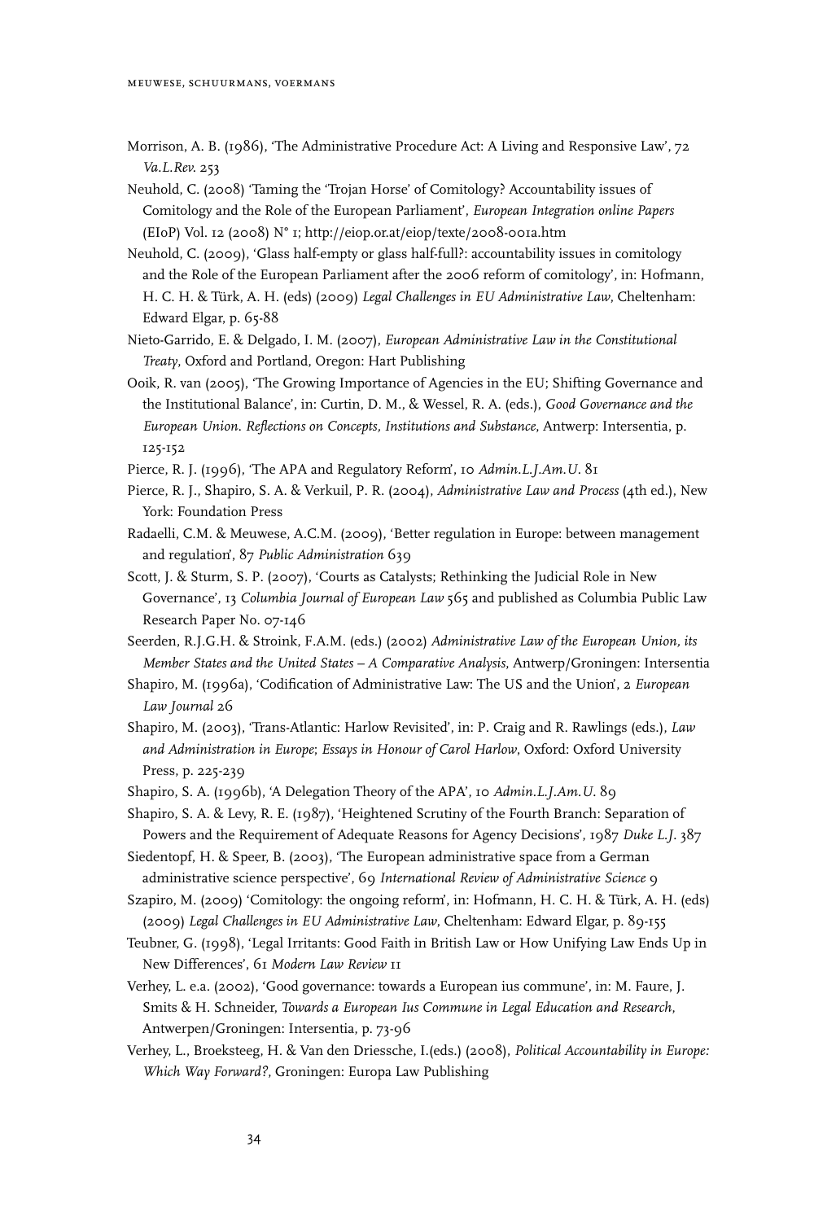Morrison, A. B. (1986), 'The Administrative Procedure Act: A Living and Responsive Law', 72 *Va.L.Rev.* 253

Neuhold, C. (2008) 'Taming the 'Trojan Horse' of Comitology? Accountability issues of Comitology and the Role of the European Parliament', *European Integration online Papers* (EIoP) Vol. 12 (2008) N° 1; http://eiop.or.at/eiop/texte/2008-001a.htm

Neuhold, C. (2009), 'Glass half-empty or glass half-full?: accountability issues in comitology and the Role of the European Parliament after the 2006 reform of comitology', in: Hofmann, H. C. H. & Türk, A. H. (eds) (2009) *Legal Challenges in EU Administrative Law*, Cheltenham: Edward Elgar, p. 65-88

Nieto-Garrido, E. & Delgado, I. M. (2007), *European Administrative Law in the Constitutional Treaty*, Oxford and Portland, Oregon: Hart Publishing

Ooik, R. van (2005), 'The Growing Importance of Agencies in the EU; Shifting Governance and the Institutional Balance', in: Curtin, D. M., & Wessel, R. A. (eds.), *Good Governance and the European Union. Reflections on Concepts, Institutions and Substance*, Antwerp: Intersentia, p. 125-152

Pierce, R. J. (1996), 'The APA and Regulatory Reform', 10 *Admin.L.J.Am.U.* 81

Pierce, R. J., Shapiro, S. A. & Verkuil, P. R. (2004), *Administrative Law and Process* (4th ed.), New York: Foundation Press

Radaelli, C.M. & Meuwese, A.C.M. (2009), 'Better regulation in Europe: between management and regulation', 87 *Public Administration* 639

Scott, J. & Sturm, S. P. (2007), 'Courts as Catalysts; Rethinking the Judicial Role in New Governance', 13 *Columbia Journal of European Law* 565 and published as Columbia Public Law Research Paper No. 07-146

Seerden, R.J.G.H. & Stroink, F.A.M. (eds.) (2002) *Administrative Law of the European Union, its Member States and the United States – A Comparative Analysis*, Antwerp/Groningen: Intersentia

Shapiro, M. (1996a), 'Codification of Administrative Law: The US and the Union', 2 *European Law Journal* 26

Shapiro, M. (2003), 'Trans-Atlantic: Harlow Revisited', in: P. Craig and R. Rawlings (eds.), *Law and Administration in Europe*; *Essays in Honour of Carol Harlow*, Oxford: Oxford University Press, p. 225-239

Shapiro, S. A. (1996b), 'A Delegation Theory of the APA', 10 *Admin.L.J.Am.U.* 89

Shapiro, S. A. & Levy, R. E. (1987), 'Heightened Scrutiny of the Fourth Branch: Separation of Powers and the Requirement of Adequate Reasons for Agency Decisions', 1987 *Duke L.J.* 387

Siedentopf, H. & Speer, B. (2003), 'The European administrative space from a German administrative science perspective', 69 *International Review of Administrative Science* 9

Szapiro, M. (2009) 'Comitology: the ongoing reform', in: Hofmann, H. C. H. & Türk, A. H. (eds) (2009) *Legal Challenges in EU Administrative Law*, Cheltenham: Edward Elgar, p. 89-155

Teubner, G. (1998), 'Legal Irritants: Good Faith in British Law or How Unifying Law Ends Up in New Differences', 61 *Modern Law Review* 11

Verhey, L. e.a. (2002), 'Good governance: towards a European ius commune', in: M. Faure, J. Smits & H. Schneider, *Towards a European Ius Commune in Legal Education and Research*, Antwerpen/Groningen: Intersentia, p. 73-96

Verhey, L., Broeksteeg, H. & Van den Driessche, I.(eds.) (2008), *Political Accountability in Europe: Which Way Forward?*, Groningen: Europa Law Publishing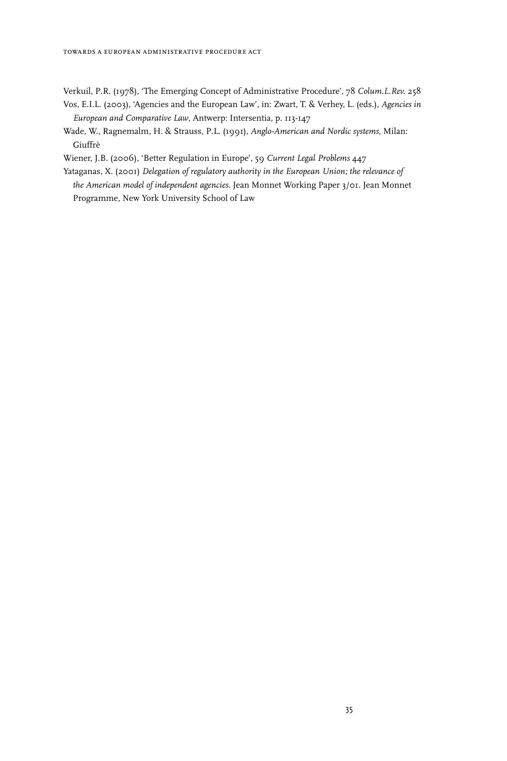Verkuil, P.R. (1978), 'The Emerging Concept of Administrative Procedure', 78 *Colum.L.Rev.* 258

Vos, E.I.L. (2003), 'Agencies and the European Law', in: Zwart, T. & Verhey, L. (eds.), *Agencies in European and Comparative Law*, Antwerp: Intersentia, p. 113-147

Wade, W., Ragnemalm, H. & Strauss, P.L. (1991), *Anglo-American and Nordic systems*, Milan: Giuffrè

Wiener, J.B. (2006), 'Better Regulation in Europe', 59 *Current Legal Problems* 447

Yataganas, X. (2001) *Delegation of regulatory authority in the European Union; the relevance of the American model of independent agencies*. Jean Monnet Working Paper 3/01. Jean Monnet Programme, New York University School of Law